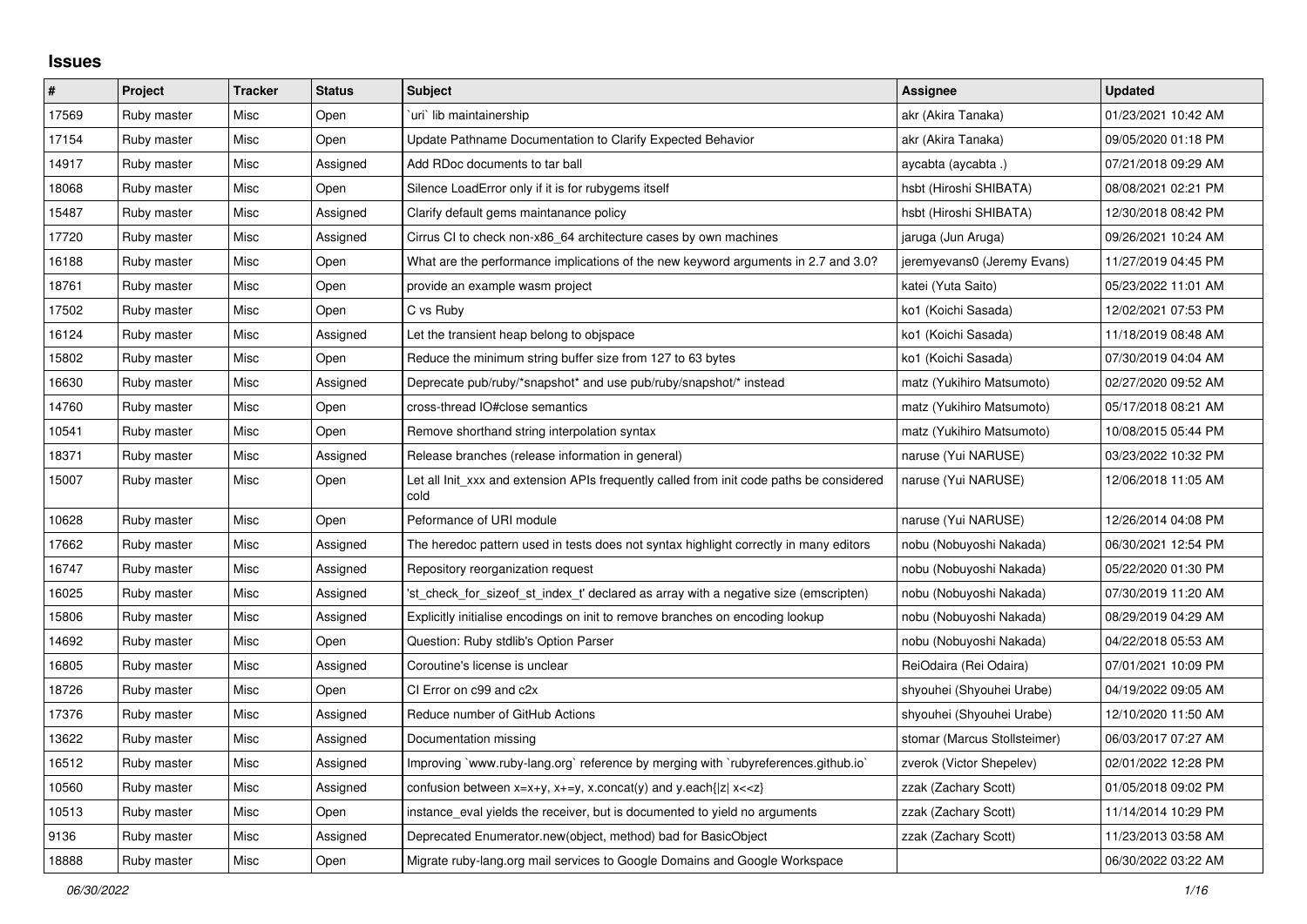# Issues

| # | Project | Tracker | Status | Subject | Assignee | Updated |
|---|---|---|---|---|---|---|
| 17569 | Ruby master | Misc | Open | `uri` lib maintainership | akr (Akira Tanaka) | 01/23/2021 10:42 AM |
| 17154 | Ruby master | Misc | Open | Update Pathname Documentation to Clarify Expected Behavior | akr (Akira Tanaka) | 09/05/2020 01:18 PM |
| 14917 | Ruby master | Misc | Assigned | Add RDoc documents to tar ball | aycabta (aycabta .) | 07/21/2018 09:29 AM |
| 18068 | Ruby master | Misc | Open | Silence LoadError only if it is for rubygems itself | hsbt (Hiroshi SHIBATA) | 08/08/2021 02:21 PM |
| 15487 | Ruby master | Misc | Assigned | Clarify default gems maintanance policy | hsbt (Hiroshi SHIBATA) | 12/30/2018 08:42 PM |
| 17720 | Ruby master | Misc | Assigned | Cirrus CI to check non-x86_64 architecture cases by own machines | jaruga (Jun Aruga) | 09/26/2021 10:24 AM |
| 16188 | Ruby master | Misc | Open | What are the performance implications of the new keyword arguments in 2.7 and 3.0? | jeremyevans0 (Jeremy Evans) | 11/27/2019 04:45 PM |
| 18761 | Ruby master | Misc | Open | provide an example wasm project | katei (Yuta Saito) | 05/23/2022 11:01 AM |
| 17502 | Ruby master | Misc | Open | C vs Ruby | ko1 (Koichi Sasada) | 12/02/2021 07:53 PM |
| 16124 | Ruby master | Misc | Assigned | Let the transient heap belong to objspace | ko1 (Koichi Sasada) | 11/18/2019 08:48 AM |
| 15802 | Ruby master | Misc | Open | Reduce the minimum string buffer size from 127 to 63 bytes | ko1 (Koichi Sasada) | 07/30/2019 04:04 AM |
| 16630 | Ruby master | Misc | Assigned | Deprecate pub/ruby/*snapshot* and use pub/ruby/snapshot/* instead | matz (Yukihiro Matsumoto) | 02/27/2020 09:52 AM |
| 14760 | Ruby master | Misc | Open | cross-thread IO#close semantics | matz (Yukihiro Matsumoto) | 05/17/2018 08:21 AM |
| 10541 | Ruby master | Misc | Open | Remove shorthand string interpolation syntax | matz (Yukihiro Matsumoto) | 10/08/2015 05:44 PM |
| 18371 | Ruby master | Misc | Assigned | Release branches (release information in general) | naruse (Yui NARUSE) | 03/23/2022 10:32 PM |
| 15007 | Ruby master | Misc | Open | Let all Init_xxx and extension APIs frequently called from init code paths be considered cold | naruse (Yui NARUSE) | 12/06/2018 11:05 AM |
| 10628 | Ruby master | Misc | Open | Peformance of URI module | naruse (Yui NARUSE) | 12/26/2014 04:08 PM |
| 17662 | Ruby master | Misc | Assigned | The heredoc pattern used in tests does not syntax highlight correctly in many editors | nobu (Nobuyoshi Nakada) | 06/30/2021 12:54 PM |
| 16747 | Ruby master | Misc | Assigned | Repository reorganization request | nobu (Nobuyoshi Nakada) | 05/22/2020 01:30 PM |
| 16025 | Ruby master | Misc | Assigned | 'st_check_for_sizeof_st_index_t' declared as array with a negative size (emscripten) | nobu (Nobuyoshi Nakada) | 07/30/2019 11:20 AM |
| 15806 | Ruby master | Misc | Assigned | Explicitly initialise encodings on init to remove branches on encoding lookup | nobu (Nobuyoshi Nakada) | 08/29/2019 04:29 AM |
| 14692 | Ruby master | Misc | Open | Question: Ruby stdlib's Option Parser | nobu (Nobuyoshi Nakada) | 04/22/2018 05:53 AM |
| 16805 | Ruby master | Misc | Assigned | Coroutine's license is unclear | ReiOdaira (Rei Odaira) | 07/01/2021 10:09 PM |
| 18726 | Ruby master | Misc | Open | CI Error on c99 and c2x | shyouhei (Shyouhei Urabe) | 04/19/2022 09:05 AM |
| 17376 | Ruby master | Misc | Assigned | Reduce number of GitHub Actions | shyouhei (Shyouhei Urabe) | 12/10/2020 11:50 AM |
| 13622 | Ruby master | Misc | Assigned | Documentation missing | stomar (Marcus Stollsteimer) | 06/03/2017 07:27 AM |
| 16512 | Ruby master | Misc | Assigned | Improving `www.ruby-lang.org` reference by merging with `rubyreferences.github.io` | zverok (Victor Shepelev) | 02/01/2022 12:28 PM |
| 10560 | Ruby master | Misc | Assigned | confusion between x=x+y, x+=y, x.concat(y) and y.each{\|z\| x<<z} | zzak (Zachary Scott) | 01/05/2018 09:02 PM |
| 10513 | Ruby master | Misc | Open | instance_eval yields the receiver, but is documented to yield no arguments | zzak (Zachary Scott) | 11/14/2014 10:29 PM |
| 9136 | Ruby master | Misc | Assigned | Deprecated Enumerator.new(object, method) bad for BasicObject | zzak (Zachary Scott) | 11/23/2013 03:58 AM |
| 18888 | Ruby master | Misc | Open | Migrate ruby-lang.org mail services to Google Domains and Google Workspace | | 06/30/2022 03:22 AM |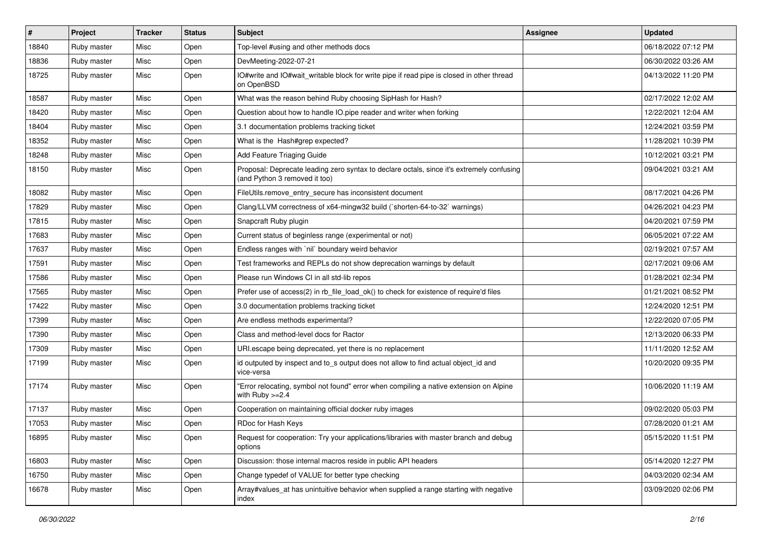| # | Project | Tracker | Status | Subject | Assignee | Updated |
|---|---|---|---|---|---|---|
| 18840 | Ruby master | Misc | Open | Top-level #using and other methods docs | | 06/18/2022 07:12 PM |
| 18836 | Ruby master | Misc | Open | DevMeeting-2022-07-21 | | 06/30/2022 03:26 AM |
| 18725 | Ruby master | Misc | Open | IO#write and IO#wait_writable block for write pipe if read pipe is closed in other thread on OpenBSD | | 04/13/2022 11:20 PM |
| 18587 | Ruby master | Misc | Open | What was the reason behind Ruby choosing SipHash for Hash? | | 02/17/2022 12:02 AM |
| 18420 | Ruby master | Misc | Open | Question about how to handle IO.pipe reader and writer when forking | | 12/22/2021 12:04 AM |
| 18404 | Ruby master | Misc | Open | 3.1 documentation problems tracking ticket | | 12/24/2021 03:59 PM |
| 18352 | Ruby master | Misc | Open | What is the Hash#grep expected? | | 11/28/2021 10:39 PM |
| 18248 | Ruby master | Misc | Open | Add Feature Triaging Guide | | 10/12/2021 03:21 PM |
| 18150 | Ruby master | Misc | Open | Proposal: Deprecate leading zero syntax to declare octals, since it's extremely confusing (and Python 3 removed it too) | | 09/04/2021 03:21 AM |
| 18082 | Ruby master | Misc | Open | FileUtils.remove_entry_secure has inconsistent document | | 08/17/2021 04:26 PM |
| 17829 | Ruby master | Misc | Open | Clang/LLVM correctness of x64-mingw32 build (`shorten-64-to-32` warnings) | | 04/26/2021 04:23 PM |
| 17815 | Ruby master | Misc | Open | Snapcraft Ruby plugin | | 04/20/2021 07:59 PM |
| 17683 | Ruby master | Misc | Open | Current status of beginless range (experimental or not) | | 06/05/2021 07:22 AM |
| 17637 | Ruby master | Misc | Open | Endless ranges with `nil` boundary weird behavior | | 02/19/2021 07:57 AM |
| 17591 | Ruby master | Misc | Open | Test frameworks and REPLs do not show deprecation warnings by default | | 02/17/2021 09:06 AM |
| 17586 | Ruby master | Misc | Open | Please run Windows CI in all std-lib repos | | 01/28/2021 02:34 PM |
| 17565 | Ruby master | Misc | Open | Prefer use of access(2) in rb_file_load_ok() to check for existence of require'd files | | 01/21/2021 08:52 PM |
| 17422 | Ruby master | Misc | Open | 3.0 documentation problems tracking ticket | | 12/24/2020 12:51 PM |
| 17399 | Ruby master | Misc | Open | Are endless methods experimental? | | 12/22/2020 07:05 PM |
| 17390 | Ruby master | Misc | Open | Class and method-level docs for Ractor | | 12/13/2020 06:33 PM |
| 17309 | Ruby master | Misc | Open | URI.escape being deprecated, yet there is no replacement | | 11/11/2020 12:52 AM |
| 17199 | Ruby master | Misc | Open | id outputed by inspect and to_s output does not allow to find actual object_id and vice-versa | | 10/20/2020 09:35 PM |
| 17174 | Ruby master | Misc | Open | "Error relocating, symbol not found" error when compiling a native extension on Alpine with Ruby >=2.4 | | 10/06/2020 11:19 AM |
| 17137 | Ruby master | Misc | Open | Cooperation on maintaining official docker ruby images | | 09/02/2020 05:03 PM |
| 17053 | Ruby master | Misc | Open | RDoc for Hash Keys | | 07/28/2020 01:21 AM |
| 16895 | Ruby master | Misc | Open | Request for cooperation: Try your applications/libraries with master branch and debug options | | 05/15/2020 11:51 PM |
| 16803 | Ruby master | Misc | Open | Discussion: those internal macros reside in public API headers | | 05/14/2020 12:27 PM |
| 16750 | Ruby master | Misc | Open | Change typedef of VALUE for better type checking | | 04/03/2020 02:34 AM |
| 16678 | Ruby master | Misc | Open | Array#values_at has unintuitive behavior when supplied a range starting with negative index | | 03/09/2020 02:06 PM |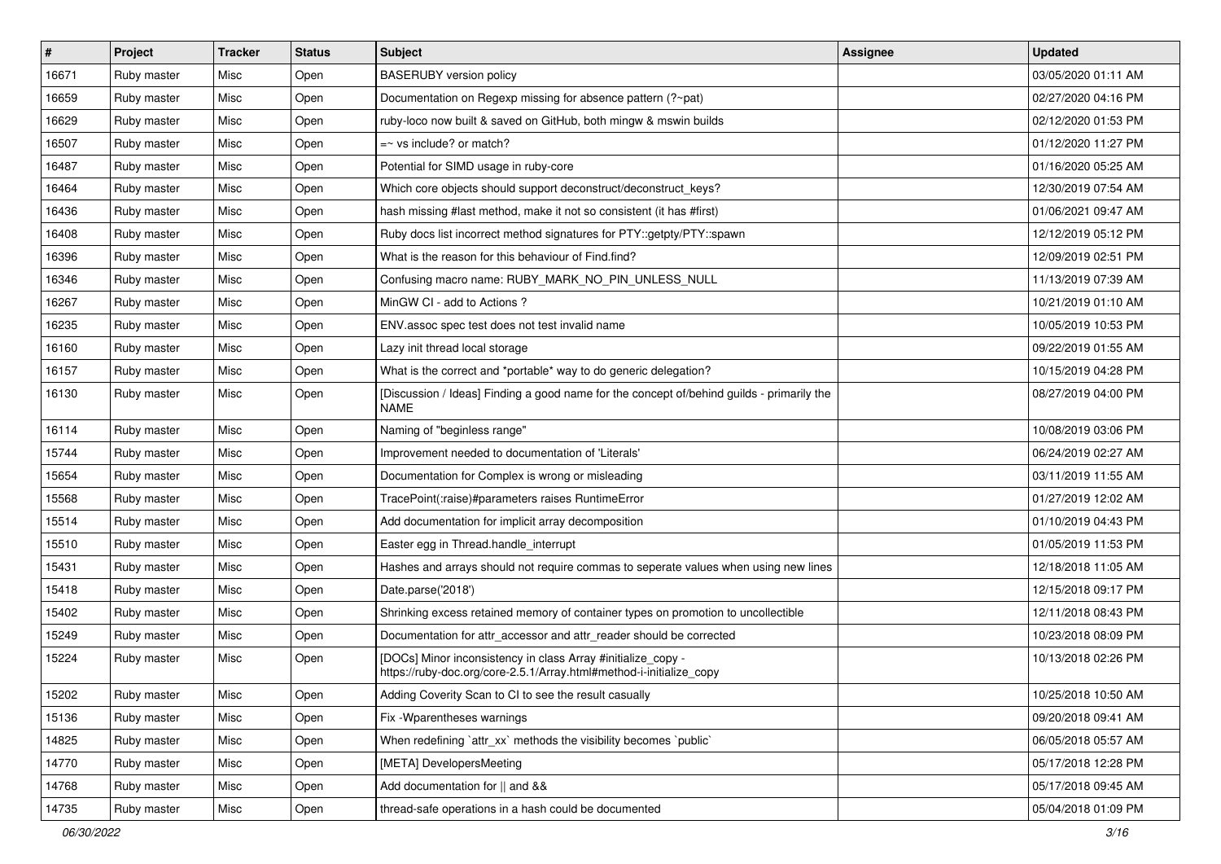| # | Project | Tracker | Status | Subject | Assignee | Updated |
|---|---|---|---|---|---|---|
| 16671 | Ruby master | Misc | Open | BASERUBY version policy | | 03/05/2020 01:11 AM |
| 16659 | Ruby master | Misc | Open | Documentation on Regexp missing for absence pattern (?~pat) | | 02/27/2020 04:16 PM |
| 16629 | Ruby master | Misc | Open | ruby-loco now built & saved on GitHub, both mingw & mswin builds | | 02/12/2020 01:53 PM |
| 16507 | Ruby master | Misc | Open | =~ vs include? or match? | | 01/12/2020 11:27 PM |
| 16487 | Ruby master | Misc | Open | Potential for SIMD usage in ruby-core | | 01/16/2020 05:25 AM |
| 16464 | Ruby master | Misc | Open | Which core objects should support deconstruct/deconstruct_keys? | | 12/30/2019 07:54 AM |
| 16436 | Ruby master | Misc | Open | hash missing #last method, make it not so consistent (it has #first) | | 01/06/2021 09:47 AM |
| 16408 | Ruby master | Misc | Open | Ruby docs list incorrect method signatures for PTY::getpty/PTY::spawn | | 12/12/2019 05:12 PM |
| 16396 | Ruby master | Misc | Open | What is the reason for this behaviour of Find.find? | | 12/09/2019 02:51 PM |
| 16346 | Ruby master | Misc | Open | Confusing macro name: RUBY_MARK_NO_PIN_UNLESS_NULL | | 11/13/2019 07:39 AM |
| 16267 | Ruby master | Misc | Open | MinGW CI - add to Actions ? | | 10/21/2019 01:10 AM |
| 16235 | Ruby master | Misc | Open | ENV.assoc spec test does not test invalid name | | 10/05/2019 10:53 PM |
| 16160 | Ruby master | Misc | Open | Lazy init thread local storage | | 09/22/2019 01:55 AM |
| 16157 | Ruby master | Misc | Open | What is the correct and *portable* way to do generic delegation? | | 10/15/2019 04:28 PM |
| 16130 | Ruby master | Misc | Open | [Discussion / Ideas] Finding a good name for the concept of/behind guilds - primarily the NAME | | 08/27/2019 04:00 PM |
| 16114 | Ruby master | Misc | Open | Naming of "beginless range" | | 10/08/2019 03:06 PM |
| 15744 | Ruby master | Misc | Open | Improvement needed to documentation of 'Literals' | | 06/24/2019 02:27 AM |
| 15654 | Ruby master | Misc | Open | Documentation for Complex is wrong or misleading | | 03/11/2019 11:55 AM |
| 15568 | Ruby master | Misc | Open | TracePoint(:raise)#parameters raises RuntimeError | | 01/27/2019 12:02 AM |
| 15514 | Ruby master | Misc | Open | Add documentation for implicit array decomposition | | 01/10/2019 04:43 PM |
| 15510 | Ruby master | Misc | Open | Easter egg in Thread.handle_interrupt | | 01/05/2019 11:53 PM |
| 15431 | Ruby master | Misc | Open | Hashes and arrays should not require commas to seperate values when using new lines | | 12/18/2018 11:05 AM |
| 15418 | Ruby master | Misc | Open | Date.parse('2018') | | 12/15/2018 09:17 PM |
| 15402 | Ruby master | Misc | Open | Shrinking excess retained memory of container types on promotion to uncollectible | | 12/11/2018 08:43 PM |
| 15249 | Ruby master | Misc | Open | Documentation for attr_accessor and attr_reader should be corrected | | 10/23/2018 08:09 PM |
| 15224 | Ruby master | Misc | Open | [DOCs] Minor inconsistency in class Array #initialize_copy - https://ruby-doc.org/core-2.5.1/Array.html#method-i-initialize_copy | | 10/13/2018 02:26 PM |
| 15202 | Ruby master | Misc | Open | Adding Coverity Scan to CI to see the result casually | | 10/25/2018 10:50 AM |
| 15136 | Ruby master | Misc | Open | Fix -Wparentheses warnings | | 09/20/2018 09:41 AM |
| 14825 | Ruby master | Misc | Open | When redefining `attr_xx` methods the visibility becomes `public` | | 06/05/2018 05:57 AM |
| 14770 | Ruby master | Misc | Open | [META] DevelopersMeeting | | 05/17/2018 12:28 PM |
| 14768 | Ruby master | Misc | Open | Add documentation for \|\| and && | | 05/17/2018 09:45 AM |
| 14735 | Ruby master | Misc | Open | thread-safe operations in a hash could be documented | | 05/04/2018 01:09 PM |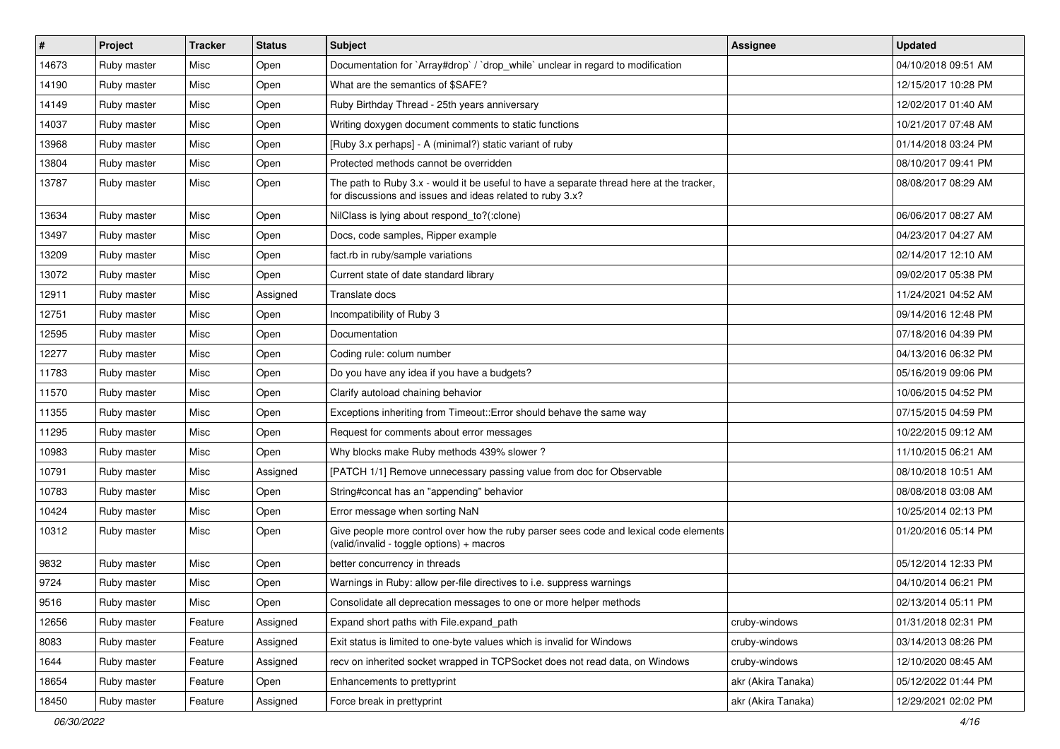| # | Project | Tracker | Status | Subject | Assignee | Updated |
|---|---|---|---|---|---|---|
| 14673 | Ruby master | Misc | Open | Documentation for `Array#drop` / `drop_while` unclear in regard to modification | | 04/10/2018 09:51 AM |
| 14190 | Ruby master | Misc | Open | What are the semantics of $SAFE? | | 12/15/2017 10:28 PM |
| 14149 | Ruby master | Misc | Open | Ruby Birthday Thread - 25th years anniversary | | 12/02/2017 01:40 AM |
| 14037 | Ruby master | Misc | Open | Writing doxygen document comments to static functions | | 10/21/2017 07:48 AM |
| 13968 | Ruby master | Misc | Open | [Ruby 3.x perhaps] - A (minimal?) static variant of ruby | | 01/14/2018 03:24 PM |
| 13804 | Ruby master | Misc | Open | Protected methods cannot be overridden | | 08/10/2017 09:41 PM |
| 13787 | Ruby master | Misc | Open | The path to Ruby 3.x - would it be useful to have a separate thread here at the tracker, for discussions and issues and ideas related to ruby 3.x? | | 08/08/2017 08:29 AM |
| 13634 | Ruby master | Misc | Open | NilClass is lying about respond_to?(:clone) | | 06/06/2017 08:27 AM |
| 13497 | Ruby master | Misc | Open | Docs, code samples, Ripper example | | 04/23/2017 04:27 AM |
| 13209 | Ruby master | Misc | Open | fact.rb in ruby/sample variations | | 02/14/2017 12:10 AM |
| 13072 | Ruby master | Misc | Open | Current state of date standard library | | 09/02/2017 05:38 PM |
| 12911 | Ruby master | Misc | Assigned | Translate docs | | 11/24/2021 04:52 AM |
| 12751 | Ruby master | Misc | Open | Incompatibility of Ruby 3 | | 09/14/2016 12:48 PM |
| 12595 | Ruby master | Misc | Open | Documentation | | 07/18/2016 04:39 PM |
| 12277 | Ruby master | Misc | Open | Coding rule: colum number | | 04/13/2016 06:32 PM |
| 11783 | Ruby master | Misc | Open | Do you have any idea if you have a budgets? | | 05/16/2019 09:06 PM |
| 11570 | Ruby master | Misc | Open | Clarify autoload chaining behavior | | 10/06/2015 04:52 PM |
| 11355 | Ruby master | Misc | Open | Exceptions inheriting from Timeout::Error should behave the same way | | 07/15/2015 04:59 PM |
| 11295 | Ruby master | Misc | Open | Request for comments about error messages | | 10/22/2015 09:12 AM |
| 10983 | Ruby master | Misc | Open | Why blocks make Ruby methods 439% slower ? | | 11/10/2015 06:21 AM |
| 10791 | Ruby master | Misc | Assigned | [PATCH 1/1] Remove unnecessary passing value from doc for Observable | | 08/10/2018 10:51 AM |
| 10783 | Ruby master | Misc | Open | String#concat has an "appending" behavior | | 08/08/2018 03:08 AM |
| 10424 | Ruby master | Misc | Open | Error message when sorting NaN | | 10/25/2014 02:13 PM |
| 10312 | Ruby master | Misc | Open | Give people more control over how the ruby parser sees code and lexical code elements (valid/invalid - toggle options) + macros | | 01/20/2016 05:14 PM |
| 9832 | Ruby master | Misc | Open | better concurrency in threads | | 05/12/2014 12:33 PM |
| 9724 | Ruby master | Misc | Open | Warnings in Ruby: allow per-file directives to i.e. suppress warnings | | 04/10/2014 06:21 PM |
| 9516 | Ruby master | Misc | Open | Consolidate all deprecation messages to one or more helper methods | | 02/13/2014 05:11 PM |
| 12656 | Ruby master | Feature | Assigned | Expand short paths with File.expand_path | cruby-windows | 01/31/2018 02:31 PM |
| 8083 | Ruby master | Feature | Assigned | Exit status is limited to one-byte values which is invalid for Windows | cruby-windows | 03/14/2013 08:26 PM |
| 1644 | Ruby master | Feature | Assigned | recv on inherited socket wrapped in TCPSocket does not read data, on Windows | cruby-windows | 12/10/2020 08:45 AM |
| 18654 | Ruby master | Feature | Open | Enhancements to prettyprint | akr (Akira Tanaka) | 05/12/2022 01:44 PM |
| 18450 | Ruby master | Feature | Assigned | Force break in prettyprint | akr (Akira Tanaka) | 12/29/2021 02:02 PM |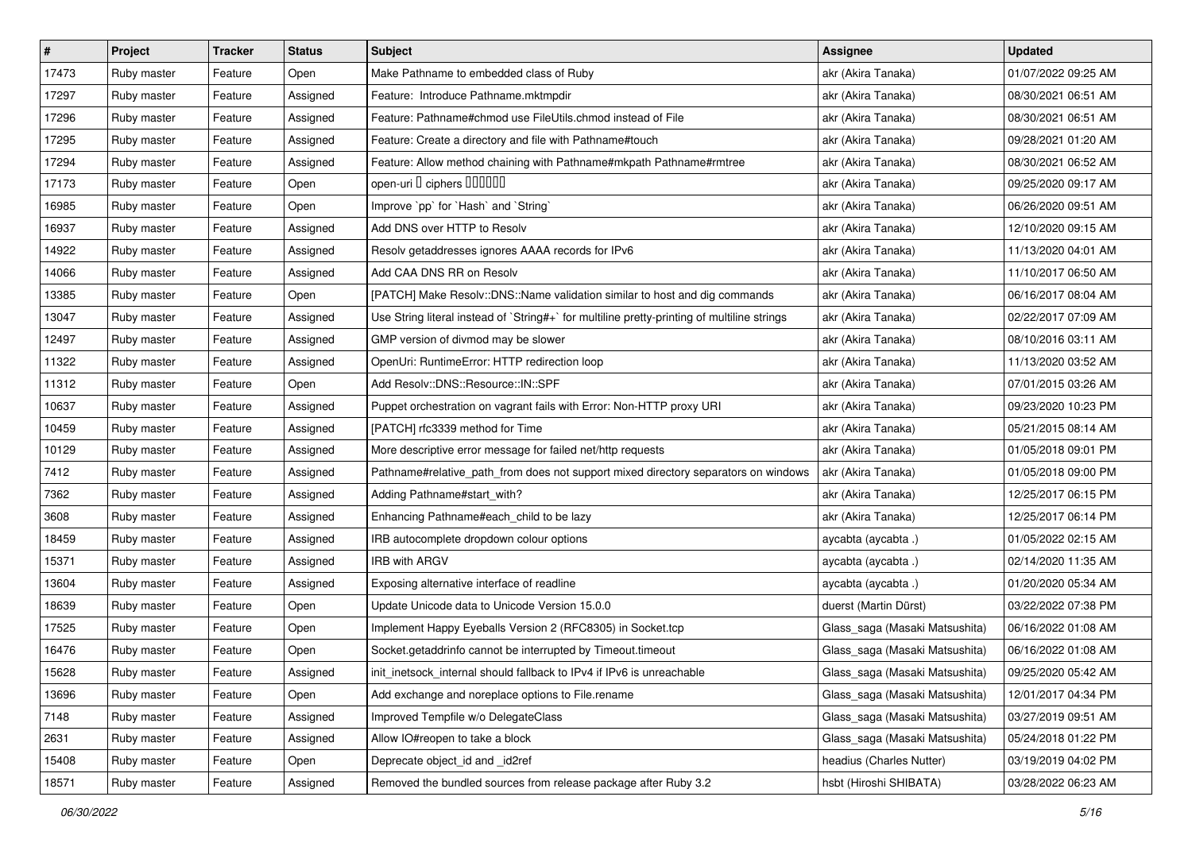| # | Project | Tracker | Status | Subject | Assignee | Updated |
|---|---|---|---|---|---|---|
| 17473 | Ruby master | Feature | Open | Make Pathname to embedded class of Ruby | akr (Akira Tanaka) | 01/07/2022 09:25 AM |
| 17297 | Ruby master | Feature | Assigned | Feature:  Introduce Pathname.mktmpdir | akr (Akira Tanaka) | 08/30/2021 06:51 AM |
| 17296 | Ruby master | Feature | Assigned | Feature: Pathname#chmod use FileUtils.chmod instead of File | akr (Akira Tanaka) | 08/30/2021 06:51 AM |
| 17295 | Ruby master | Feature | Assigned | Feature: Create a directory and file with Pathname#touch | akr (Akira Tanaka) | 09/28/2021 01:20 AM |
| 17294 | Ruby master | Feature | Assigned | Feature: Allow method chaining with Pathname#mkpath Pathname#rmtree | akr (Akira Tanaka) | 08/30/2021 06:52 AM |
| 17173 | Ruby master | Feature | Open | open-uri � ciphers ������ | akr (Akira Tanaka) | 09/25/2020 09:17 AM |
| 16985 | Ruby master | Feature | Open | Improve `pp` for `Hash` and `String` | akr (Akira Tanaka) | 06/26/2020 09:51 AM |
| 16937 | Ruby master | Feature | Assigned | Add DNS over HTTP to Resolv | akr (Akira Tanaka) | 12/10/2020 09:15 AM |
| 14922 | Ruby master | Feature | Assigned | Resolv getaddresses ignores AAAA records for IPv6 | akr (Akira Tanaka) | 11/13/2020 04:01 AM |
| 14066 | Ruby master | Feature | Assigned | Add CAA DNS RR on Resolv | akr (Akira Tanaka) | 11/10/2017 06:50 AM |
| 13385 | Ruby master | Feature | Open | [PATCH] Make Resolv::DNS::Name validation similar to host and dig commands | akr (Akira Tanaka) | 06/16/2017 08:04 AM |
| 13047 | Ruby master | Feature | Assigned | Use String literal instead of `String#+` for multiline pretty-printing of multiline strings | akr (Akira Tanaka) | 02/22/2017 07:09 AM |
| 12497 | Ruby master | Feature | Assigned | GMP version of divmod may be slower | akr (Akira Tanaka) | 08/10/2016 03:11 AM |
| 11322 | Ruby master | Feature | Assigned | OpenUri: RuntimeError: HTTP redirection loop | akr (Akira Tanaka) | 11/13/2020 03:52 AM |
| 11312 | Ruby master | Feature | Open | Add Resolv::DNS::Resource::IN::SPF | akr (Akira Tanaka) | 07/01/2015 03:26 AM |
| 10637 | Ruby master | Feature | Assigned | Puppet orchestration on vagrant fails with Error: Non-HTTP proxy URI | akr (Akira Tanaka) | 09/23/2020 10:23 PM |
| 10459 | Ruby master | Feature | Assigned | [PATCH] rfc3339 method for Time | akr (Akira Tanaka) | 05/21/2015 08:14 AM |
| 10129 | Ruby master | Feature | Assigned | More descriptive error message for failed net/http requests | akr (Akira Tanaka) | 01/05/2018 09:01 PM |
| 7412 | Ruby master | Feature | Assigned | Pathname#relative_path_from does not support mixed directory separators on windows | akr (Akira Tanaka) | 01/05/2018 09:00 PM |
| 7362 | Ruby master | Feature | Assigned | Adding Pathname#start_with? | akr (Akira Tanaka) | 12/25/2017 06:15 PM |
| 3608 | Ruby master | Feature | Assigned | Enhancing Pathname#each_child to be lazy | akr (Akira Tanaka) | 12/25/2017 06:14 PM |
| 18459 | Ruby master | Feature | Assigned | IRB autocomplete dropdown colour options | aycabta (aycabta .) | 01/05/2022 02:15 AM |
| 15371 | Ruby master | Feature | Assigned | IRB with ARGV | aycabta (aycabta .) | 02/14/2020 11:35 AM |
| 13604 | Ruby master | Feature | Assigned | Exposing alternative interface of readline | aycabta (aycabta .) | 01/20/2020 05:34 AM |
| 18639 | Ruby master | Feature | Open | Update Unicode data to Unicode Version 15.0.0 | duerst (Martin Dürst) | 03/22/2022 07:38 PM |
| 17525 | Ruby master | Feature | Open | Implement Happy Eyeballs Version 2 (RFC8305) in Socket.tcp | Glass_saga (Masaki Matsushita) | 06/16/2022 01:08 AM |
| 16476 | Ruby master | Feature | Open | Socket.getaddrinfo cannot be interrupted by Timeout.timeout | Glass_saga (Masaki Matsushita) | 06/16/2022 01:08 AM |
| 15628 | Ruby master | Feature | Assigned | init_inetsock_internal should fallback to IPv4 if IPv6 is unreachable | Glass_saga (Masaki Matsushita) | 09/25/2020 05:42 AM |
| 13696 | Ruby master | Feature | Open | Add exchange and noreplace options to File.rename | Glass_saga (Masaki Matsushita) | 12/01/2017 04:34 PM |
| 7148 | Ruby master | Feature | Assigned | Improved Tempfile w/o DelegateClass | Glass_saga (Masaki Matsushita) | 03/27/2019 09:51 AM |
| 2631 | Ruby master | Feature | Assigned | Allow IO#reopen to take a block | Glass_saga (Masaki Matsushita) | 05/24/2018 01:22 PM |
| 15408 | Ruby master | Feature | Open | Deprecate object_id and _id2ref | headius (Charles Nutter) | 03/19/2019 04:02 PM |
| 18571 | Ruby master | Feature | Assigned | Removed the bundled sources from release package after Ruby 3.2 | hsbt (Hiroshi SHIBATA) | 03/28/2022 06:23 AM |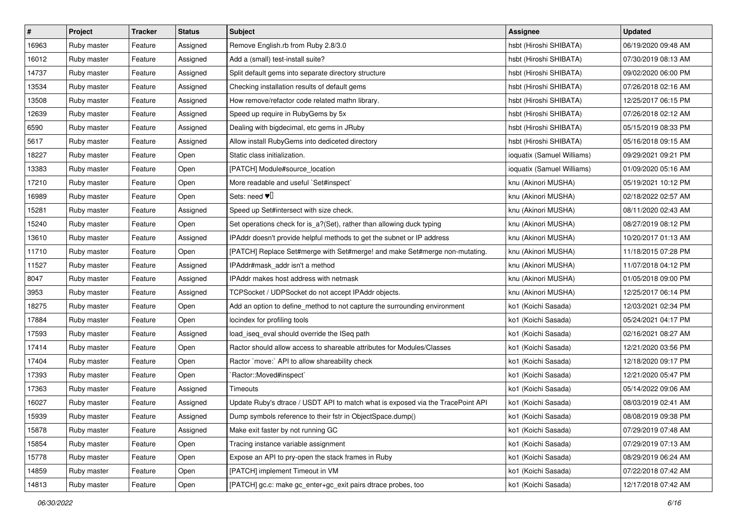| # | Project | Tracker | Status | Subject | Assignee | Updated |
|---|---|---|---|---|---|---|
| 16963 | Ruby master | Feature | Assigned | Remove English.rb from Ruby 2.8/3.0 | hsbt (Hiroshi SHIBATA) | 06/19/2020 09:48 AM |
| 16012 | Ruby master | Feature | Assigned | Add a (small) test-install suite? | hsbt (Hiroshi SHIBATA) | 07/30/2019 08:13 AM |
| 14737 | Ruby master | Feature | Assigned | Split default gems into separate directory structure | hsbt (Hiroshi SHIBATA) | 09/02/2020 06:00 PM |
| 13534 | Ruby master | Feature | Assigned | Checking installation results of default gems | hsbt (Hiroshi SHIBATA) | 07/26/2018 02:16 AM |
| 13508 | Ruby master | Feature | Assigned | How remove/refactor code related mathn library. | hsbt (Hiroshi SHIBATA) | 12/25/2017 06:15 PM |
| 12639 | Ruby master | Feature | Assigned | Speed up require in RubyGems by 5x | hsbt (Hiroshi SHIBATA) | 07/26/2018 02:12 AM |
| 6590 | Ruby master | Feature | Assigned | Dealing with bigdecimal, etc gems in JRuby | hsbt (Hiroshi SHIBATA) | 05/15/2019 08:33 PM |
| 5617 | Ruby master | Feature | Assigned | Allow install RubyGems into dediceted directory | hsbt (Hiroshi SHIBATA) | 05/16/2018 09:15 AM |
| 18227 | Ruby master | Feature | Open | Static class initialization. | ioquatix (Samuel Williams) | 09/29/2021 09:21 PM |
| 13383 | Ruby master | Feature | Open | [PATCH] Module#source_location | ioquatix (Samuel Williams) | 01/09/2020 05:16 AM |
| 17210 | Ruby master | Feature | Open | More readable and useful `Set#inspect` | knu (Akinori MUSHA) | 05/19/2021 10:12 PM |
| 16989 | Ruby master | Feature | Open | Sets: need ♥️ | knu (Akinori MUSHA) | 02/18/2022 02:57 AM |
| 15281 | Ruby master | Feature | Assigned | Speed up Set#intersect with size check. | knu (Akinori MUSHA) | 08/11/2020 02:43 AM |
| 15240 | Ruby master | Feature | Open | Set operations check for is_a?(Set), rather than allowing duck typing | knu (Akinori MUSHA) | 08/27/2019 08:12 PM |
| 13610 | Ruby master | Feature | Assigned | IPAddr doesn't provide helpful methods to get the subnet or IP address | knu (Akinori MUSHA) | 10/20/2017 01:13 AM |
| 11710 | Ruby master | Feature | Open | [PATCH] Replace Set#merge with Set#merge! and make Set#merge non-mutating. | knu (Akinori MUSHA) | 11/18/2015 07:28 PM |
| 11527 | Ruby master | Feature | Assigned | IPAddr#mask_addr isn't a method | knu (Akinori MUSHA) | 11/07/2018 04:12 PM |
| 8047 | Ruby master | Feature | Assigned | IPAddr makes host address with netmask | knu (Akinori MUSHA) | 01/05/2018 09:00 PM |
| 3953 | Ruby master | Feature | Assigned | TCPSocket / UDPSocket do not accept IPAddr objects. | knu (Akinori MUSHA) | 12/25/2017 06:14 PM |
| 18275 | Ruby master | Feature | Open | Add an option to define_method to not capture the surrounding environment | ko1 (Koichi Sasada) | 12/03/2021 02:34 PM |
| 17884 | Ruby master | Feature | Open | locindex for profiling tools | ko1 (Koichi Sasada) | 05/24/2021 04:17 PM |
| 17593 | Ruby master | Feature | Assigned | load_iseq_eval should override the ISeq path | ko1 (Koichi Sasada) | 02/16/2021 08:27 AM |
| 17414 | Ruby master | Feature | Open | Ractor should allow access to shareable attributes for Modules/Classes | ko1 (Koichi Sasada) | 12/21/2020 03:56 PM |
| 17404 | Ruby master | Feature | Open | Ractor `move:` API to allow shareability check | ko1 (Koichi Sasada) | 12/18/2020 09:17 PM |
| 17393 | Ruby master | Feature | Open | `Ractor::Moved#inspect` | ko1 (Koichi Sasada) | 12/21/2020 05:47 PM |
| 17363 | Ruby master | Feature | Assigned | Timeouts | ko1 (Koichi Sasada) | 05/14/2022 09:06 AM |
| 16027 | Ruby master | Feature | Assigned | Update Ruby's dtrace / USDT API to match what is exposed via the TracePoint API | ko1 (Koichi Sasada) | 08/03/2019 02:41 AM |
| 15939 | Ruby master | Feature | Assigned | Dump symbols reference to their fstr in ObjectSpace.dump() | ko1 (Koichi Sasada) | 08/08/2019 09:38 PM |
| 15878 | Ruby master | Feature | Assigned | Make exit faster by not running GC | ko1 (Koichi Sasada) | 07/29/2019 07:48 AM |
| 15854 | Ruby master | Feature | Open | Tracing instance variable assignment | ko1 (Koichi Sasada) | 07/29/2019 07:13 AM |
| 15778 | Ruby master | Feature | Open | Expose an API to pry-open the stack frames in Ruby | ko1 (Koichi Sasada) | 08/29/2019 06:24 AM |
| 14859 | Ruby master | Feature | Open | [PATCH] implement Timeout in VM | ko1 (Koichi Sasada) | 07/22/2018 07:42 AM |
| 14813 | Ruby master | Feature | Open | [PATCH] gc.c: make gc_enter+gc_exit pairs dtrace probes, too | ko1 (Koichi Sasada) | 12/17/2018 07:42 AM |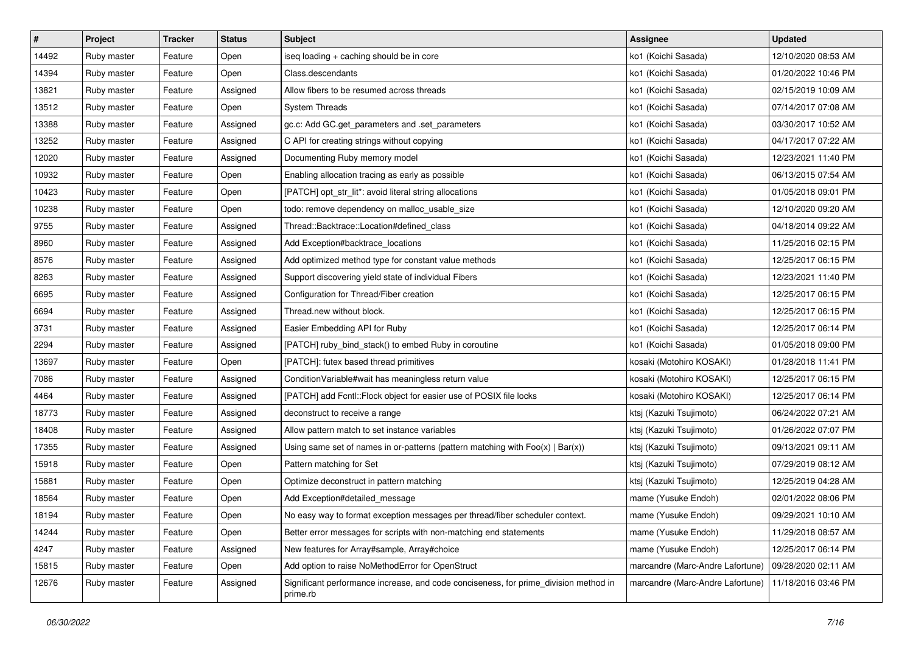| # | Project | Tracker | Status | Subject | Assignee | Updated |
|---|---|---|---|---|---|---|
| 14492 | Ruby master | Feature | Open | iseq loading + caching should be in core | ko1 (Koichi Sasada) | 12/10/2020 08:53 AM |
| 14394 | Ruby master | Feature | Open | Class.descendants | ko1 (Koichi Sasada) | 01/20/2022 10:46 PM |
| 13821 | Ruby master | Feature | Assigned | Allow fibers to be resumed across threads | ko1 (Koichi Sasada) | 02/15/2019 10:09 AM |
| 13512 | Ruby master | Feature | Open | System Threads | ko1 (Koichi Sasada) | 07/14/2017 07:08 AM |
| 13388 | Ruby master | Feature | Assigned | gc.c: Add GC.get_parameters and .set_parameters | ko1 (Koichi Sasada) | 03/30/2017 10:52 AM |
| 13252 | Ruby master | Feature | Assigned | C API for creating strings without copying | ko1 (Koichi Sasada) | 04/17/2017 07:22 AM |
| 12020 | Ruby master | Feature | Assigned | Documenting Ruby memory model | ko1 (Koichi Sasada) | 12/23/2021 11:40 PM |
| 10932 | Ruby master | Feature | Open | Enabling allocation tracing as early as possible | ko1 (Koichi Sasada) | 06/13/2015 07:54 AM |
| 10423 | Ruby master | Feature | Open | [PATCH] opt_str_lit*: avoid literal string allocations | ko1 (Koichi Sasada) | 01/05/2018 09:01 PM |
| 10238 | Ruby master | Feature | Open | todo: remove dependency on malloc_usable_size | ko1 (Koichi Sasada) | 12/10/2020 09:20 AM |
| 9755 | Ruby master | Feature | Assigned | Thread::Backtrace::Location#defined_class | ko1 (Koichi Sasada) | 04/18/2014 09:22 AM |
| 8960 | Ruby master | Feature | Assigned | Add Exception#backtrace_locations | ko1 (Koichi Sasada) | 11/25/2016 02:15 PM |
| 8576 | Ruby master | Feature | Assigned | Add optimized method type for constant value methods | ko1 (Koichi Sasada) | 12/25/2017 06:15 PM |
| 8263 | Ruby master | Feature | Assigned | Support discovering yield state of individual Fibers | ko1 (Koichi Sasada) | 12/23/2021 11:40 PM |
| 6695 | Ruby master | Feature | Assigned | Configuration for Thread/Fiber creation | ko1 (Koichi Sasada) | 12/25/2017 06:15 PM |
| 6694 | Ruby master | Feature | Assigned | Thread.new without block. | ko1 (Koichi Sasada) | 12/25/2017 06:15 PM |
| 3731 | Ruby master | Feature | Assigned | Easier Embedding API for Ruby | ko1 (Koichi Sasada) | 12/25/2017 06:14 PM |
| 2294 | Ruby master | Feature | Assigned | [PATCH] ruby_bind_stack() to embed Ruby in coroutine | ko1 (Koichi Sasada) | 01/05/2018 09:00 PM |
| 13697 | Ruby master | Feature | Open | [PATCH]: futex based thread primitives | kosaki (Motohiro KOSAKI) | 01/28/2018 11:41 PM |
| 7086 | Ruby master | Feature | Assigned | ConditionVariable#wait has meaningless return value | kosaki (Motohiro KOSAKI) | 12/25/2017 06:15 PM |
| 4464 | Ruby master | Feature | Assigned | [PATCH] add Fcntl::Flock object for easier use of POSIX file locks | kosaki (Motohiro KOSAKI) | 12/25/2017 06:14 PM |
| 18773 | Ruby master | Feature | Assigned | deconstruct to receive a range | ktsj (Kazuki Tsujimoto) | 06/24/2022 07:21 AM |
| 18408 | Ruby master | Feature | Assigned | Allow pattern match to set instance variables | ktsj (Kazuki Tsujimoto) | 01/26/2022 07:07 PM |
| 17355 | Ruby master | Feature | Assigned | Using same set of names in or-patterns (pattern matching with Foo(x) \| Bar(x)) | ktsj (Kazuki Tsujimoto) | 09/13/2021 09:11 AM |
| 15918 | Ruby master | Feature | Open | Pattern matching for Set | ktsj (Kazuki Tsujimoto) | 07/29/2019 08:12 AM |
| 15881 | Ruby master | Feature | Open | Optimize deconstruct in pattern matching | ktsj (Kazuki Tsujimoto) | 12/25/2019 04:28 AM |
| 18564 | Ruby master | Feature | Open | Add Exception#detailed_message | mame (Yusuke Endoh) | 02/01/2022 08:06 PM |
| 18194 | Ruby master | Feature | Open | No easy way to format exception messages per thread/fiber scheduler context. | mame (Yusuke Endoh) | 09/29/2021 10:10 AM |
| 14244 | Ruby master | Feature | Open | Better error messages for scripts with non-matching end statements | mame (Yusuke Endoh) | 11/29/2018 08:57 AM |
| 4247 | Ruby master | Feature | Assigned | New features for Array#sample, Array#choice | mame (Yusuke Endoh) | 12/25/2017 06:14 PM |
| 15815 | Ruby master | Feature | Open | Add option to raise NoMethodError for OpenStruct | marcandre (Marc-Andre Lafortune) | 09/28/2020 02:11 AM |
| 12676 | Ruby master | Feature | Assigned | Significant performance increase, and code conciseness, for prime_division method in prime.rb | marcandre (Marc-Andre Lafortune) | 11/18/2016 03:46 PM |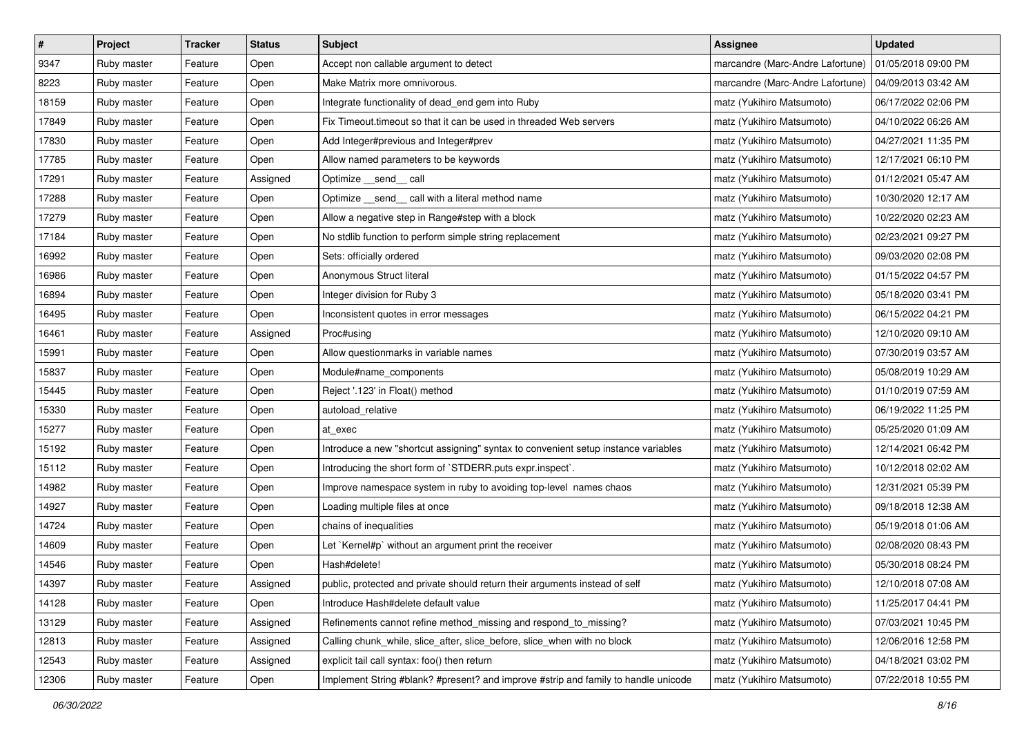| # | Project | Tracker | Status | Subject | Assignee | Updated |
|---|---|---|---|---|---|---|
| 9347 | Ruby master | Feature | Open | Accept non callable argument to detect | marcandre (Marc-Andre Lafortune) | 01/05/2018 09:00 PM |
| 8223 | Ruby master | Feature | Open | Make Matrix more omnivorous. | marcandre (Marc-Andre Lafortune) | 04/09/2013 03:42 AM |
| 18159 | Ruby master | Feature | Open | Integrate functionality of dead_end gem into Ruby | matz (Yukihiro Matsumoto) | 06/17/2022 02:06 PM |
| 17849 | Ruby master | Feature | Open | Fix Timeout.timeout so that it can be used in threaded Web servers | matz (Yukihiro Matsumoto) | 04/10/2022 06:26 AM |
| 17830 | Ruby master | Feature | Open | Add Integer#previous and Integer#prev | matz (Yukihiro Matsumoto) | 04/27/2021 11:35 PM |
| 17785 | Ruby master | Feature | Open | Allow named parameters to be keywords | matz (Yukihiro Matsumoto) | 12/17/2021 06:10 PM |
| 17291 | Ruby master | Feature | Assigned | Optimize __send__ call | matz (Yukihiro Matsumoto) | 01/12/2021 05:47 AM |
| 17288 | Ruby master | Feature | Open | Optimize __send__ call with a literal method name | matz (Yukihiro Matsumoto) | 10/30/2020 12:17 AM |
| 17279 | Ruby master | Feature | Open | Allow a negative step in Range#step with a block | matz (Yukihiro Matsumoto) | 10/22/2020 02:23 AM |
| 17184 | Ruby master | Feature | Open | No stdlib function to perform simple string replacement | matz (Yukihiro Matsumoto) | 02/23/2021 09:27 PM |
| 16992 | Ruby master | Feature | Open | Sets: officially ordered | matz (Yukihiro Matsumoto) | 09/03/2020 02:08 PM |
| 16986 | Ruby master | Feature | Open | Anonymous Struct literal | matz (Yukihiro Matsumoto) | 01/15/2022 04:57 PM |
| 16894 | Ruby master | Feature | Open | Integer division for Ruby 3 | matz (Yukihiro Matsumoto) | 05/18/2020 03:41 PM |
| 16495 | Ruby master | Feature | Open | Inconsistent quotes in error messages | matz (Yukihiro Matsumoto) | 06/15/2022 04:21 PM |
| 16461 | Ruby master | Feature | Assigned | Proc#using | matz (Yukihiro Matsumoto) | 12/10/2020 09:10 AM |
| 15991 | Ruby master | Feature | Open | Allow questionmarks in variable names | matz (Yukihiro Matsumoto) | 07/30/2019 03:57 AM |
| 15837 | Ruby master | Feature | Open | Module#name_components | matz (Yukihiro Matsumoto) | 05/08/2019 10:29 AM |
| 15445 | Ruby master | Feature | Open | Reject '.123' in Float() method | matz (Yukihiro Matsumoto) | 01/10/2019 07:59 AM |
| 15330 | Ruby master | Feature | Open | autoload_relative | matz (Yukihiro Matsumoto) | 06/19/2022 11:25 PM |
| 15277 | Ruby master | Feature | Open | at_exec | matz (Yukihiro Matsumoto) | 05/25/2020 01:09 AM |
| 15192 | Ruby master | Feature | Open | Introduce a new "shortcut assigning" syntax to convenient setup instance variables | matz (Yukihiro Matsumoto) | 12/14/2021 06:42 PM |
| 15112 | Ruby master | Feature | Open | Introducing the short form of `STDERR.puts expr.inspect`. | matz (Yukihiro Matsumoto) | 10/12/2018 02:02 AM |
| 14982 | Ruby master | Feature | Open | Improve namespace system in ruby to avoiding top-level names chaos | matz (Yukihiro Matsumoto) | 12/31/2021 05:39 PM |
| 14927 | Ruby master | Feature | Open | Loading multiple files at once | matz (Yukihiro Matsumoto) | 09/18/2018 12:38 AM |
| 14724 | Ruby master | Feature | Open | chains of inequalities | matz (Yukihiro Matsumoto) | 05/19/2018 01:06 AM |
| 14609 | Ruby master | Feature | Open | Let `Kernel#p` without an argument print the receiver | matz (Yukihiro Matsumoto) | 02/08/2020 08:43 PM |
| 14546 | Ruby master | Feature | Open | Hash#delete! | matz (Yukihiro Matsumoto) | 05/30/2018 08:24 PM |
| 14397 | Ruby master | Feature | Assigned | public, protected and private should return their arguments instead of self | matz (Yukihiro Matsumoto) | 12/10/2018 07:08 AM |
| 14128 | Ruby master | Feature | Open | Introduce Hash#delete default value | matz (Yukihiro Matsumoto) | 11/25/2017 04:41 PM |
| 13129 | Ruby master | Feature | Assigned | Refinements cannot refine method_missing and respond_to_missing? | matz (Yukihiro Matsumoto) | 07/03/2021 10:45 PM |
| 12813 | Ruby master | Feature | Assigned | Calling chunk_while, slice_after, slice_before, slice_when with no block | matz (Yukihiro Matsumoto) | 12/06/2016 12:58 PM |
| 12543 | Ruby master | Feature | Assigned | explicit tail call syntax: foo() then return | matz (Yukihiro Matsumoto) | 04/18/2021 03:02 PM |
| 12306 | Ruby master | Feature | Open | Implement String #blank? #present? and improve #strip and family to handle unicode | matz (Yukihiro Matsumoto) | 07/22/2018 10:55 PM |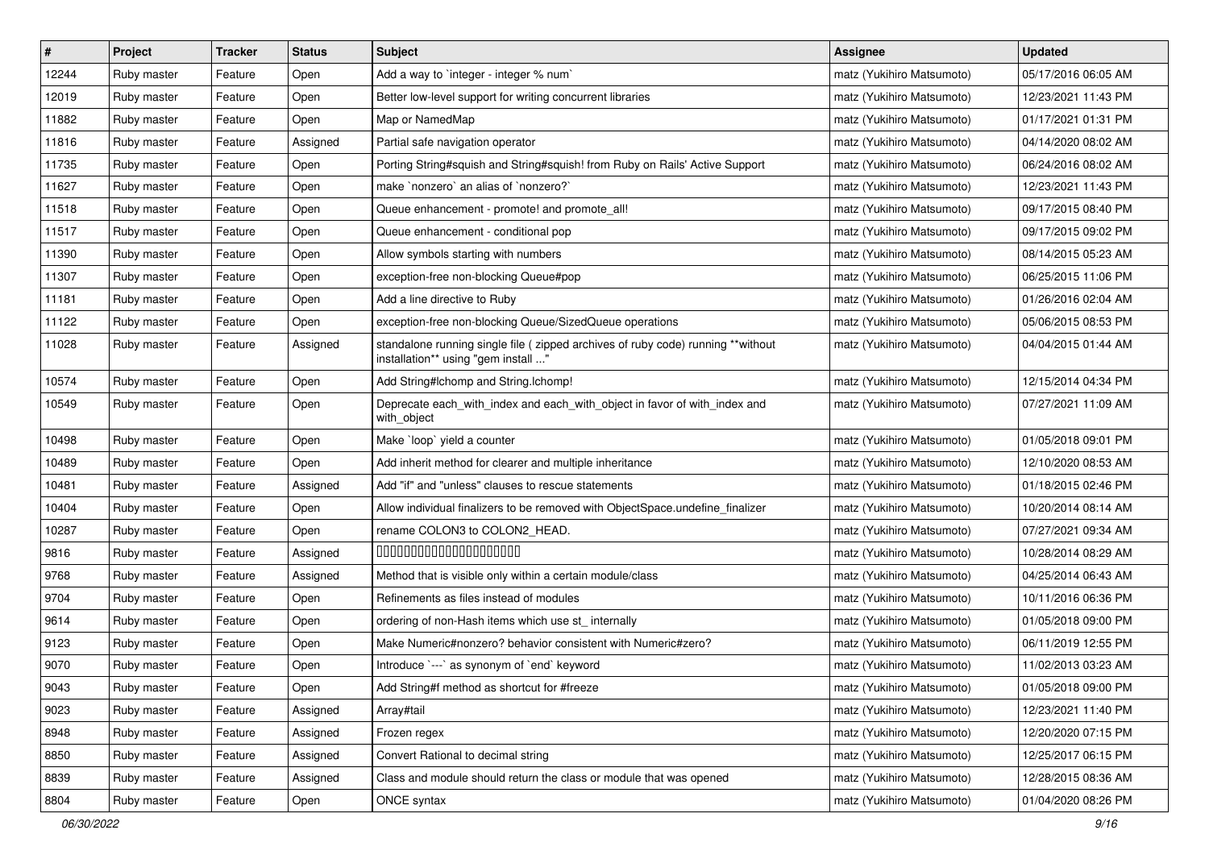| # | Project | Tracker | Status | Subject | Assignee | Updated |
|---|---|---|---|---|---|---|
| 12244 | Ruby master | Feature | Open | Add a way to `integer - integer % num` | matz (Yukihiro Matsumoto) | 05/17/2016 06:05 AM |
| 12019 | Ruby master | Feature | Open | Better low-level support for writing concurrent libraries | matz (Yukihiro Matsumoto) | 12/23/2021 11:43 PM |
| 11882 | Ruby master | Feature | Open | Map or NamedMap | matz (Yukihiro Matsumoto) | 01/17/2021 01:31 PM |
| 11816 | Ruby master | Feature | Assigned | Partial safe navigation operator | matz (Yukihiro Matsumoto) | 04/14/2020 08:02 AM |
| 11735 | Ruby master | Feature | Open | Porting String#squish and String#squish! from Ruby on Rails' Active Support | matz (Yukihiro Matsumoto) | 06/24/2016 08:02 AM |
| 11627 | Ruby master | Feature | Open | make `nonzero` an alias of `nonzero?` | matz (Yukihiro Matsumoto) | 12/23/2021 11:43 PM |
| 11518 | Ruby master | Feature | Open | Queue enhancement - promote! and promote_all! | matz (Yukihiro Matsumoto) | 09/17/2015 08:40 PM |
| 11517 | Ruby master | Feature | Open | Queue enhancement - conditional pop | matz (Yukihiro Matsumoto) | 09/17/2015 09:02 PM |
| 11390 | Ruby master | Feature | Open | Allow symbols starting with numbers | matz (Yukihiro Matsumoto) | 08/14/2015 05:23 AM |
| 11307 | Ruby master | Feature | Open | exception-free non-blocking Queue#pop | matz (Yukihiro Matsumoto) | 06/25/2015 11:06 PM |
| 11181 | Ruby master | Feature | Open | Add a line directive to Ruby | matz (Yukihiro Matsumoto) | 01/26/2016 02:04 AM |
| 11122 | Ruby master | Feature | Open | exception-free non-blocking Queue/SizedQueue operations | matz (Yukihiro Matsumoto) | 05/06/2015 08:53 PM |
| 11028 | Ruby master | Feature | Assigned | standalone running single file ( zipped archives of ruby code) running **without installation** using "gem install ..." | matz (Yukihiro Matsumoto) | 04/04/2015 01:44 AM |
| 10574 | Ruby master | Feature | Open | Add String#lchomp and String.lchomp! | matz (Yukihiro Matsumoto) | 12/15/2014 04:34 PM |
| 10549 | Ruby master | Feature | Open | Deprecate each_with_index and each_with_object in favor of with_index and with_object | matz (Yukihiro Matsumoto) | 07/27/2021 11:09 AM |
| 10498 | Ruby master | Feature | Open | Make `loop` yield a counter | matz (Yukihiro Matsumoto) | 01/05/2018 09:01 PM |
| 10489 | Ruby master | Feature | Open | Add inherit method for clearer and multiple inheritance | matz (Yukihiro Matsumoto) | 12/10/2020 08:53 AM |
| 10481 | Ruby master | Feature | Assigned | Add "if" and "unless" clauses to rescue statements | matz (Yukihiro Matsumoto) | 01/18/2015 02:46 PM |
| 10404 | Ruby master | Feature | Open | Allow individual finalizers to be removed with ObjectSpace.undefine_finalizer | matz (Yukihiro Matsumoto) | 10/20/2014 08:14 AM |
| 10287 | Ruby master | Feature | Open | rename COLON3 to COLON2_HEAD. | matz (Yukihiro Matsumoto) | 07/27/2021 09:34 AM |
| 9816 | Ruby master | Feature | Assigned | 00000000000000000000 | matz (Yukihiro Matsumoto) | 10/28/2014 08:29 AM |
| 9768 | Ruby master | Feature | Assigned | Method that is visible only within a certain module/class | matz (Yukihiro Matsumoto) | 04/25/2014 06:43 AM |
| 9704 | Ruby master | Feature | Open | Refinements as files instead of modules | matz (Yukihiro Matsumoto) | 10/11/2016 06:36 PM |
| 9614 | Ruby master | Feature | Open | ordering of non-Hash items which use st_ internally | matz (Yukihiro Matsumoto) | 01/05/2018 09:00 PM |
| 9123 | Ruby master | Feature | Open | Make Numeric#nonzero? behavior consistent with Numeric#zero? | matz (Yukihiro Matsumoto) | 06/11/2019 12:55 PM |
| 9070 | Ruby master | Feature | Open | Introduce `---` as synonym of `end` keyword | matz (Yukihiro Matsumoto) | 11/02/2013 03:23 AM |
| 9043 | Ruby master | Feature | Open | Add String#f method as shortcut for #freeze | matz (Yukihiro Matsumoto) | 01/05/2018 09:00 PM |
| 9023 | Ruby master | Feature | Assigned | Array#tail | matz (Yukihiro Matsumoto) | 12/23/2021 11:40 PM |
| 8948 | Ruby master | Feature | Assigned | Frozen regex | matz (Yukihiro Matsumoto) | 12/20/2020 07:15 PM |
| 8850 | Ruby master | Feature | Assigned | Convert Rational to decimal string | matz (Yukihiro Matsumoto) | 12/25/2017 06:15 PM |
| 8839 | Ruby master | Feature | Assigned | Class and module should return the class or module that was opened | matz (Yukihiro Matsumoto) | 12/28/2015 08:36 AM |
| 8804 | Ruby master | Feature | Open | ONCE syntax | matz (Yukihiro Matsumoto) | 01/04/2020 08:26 PM |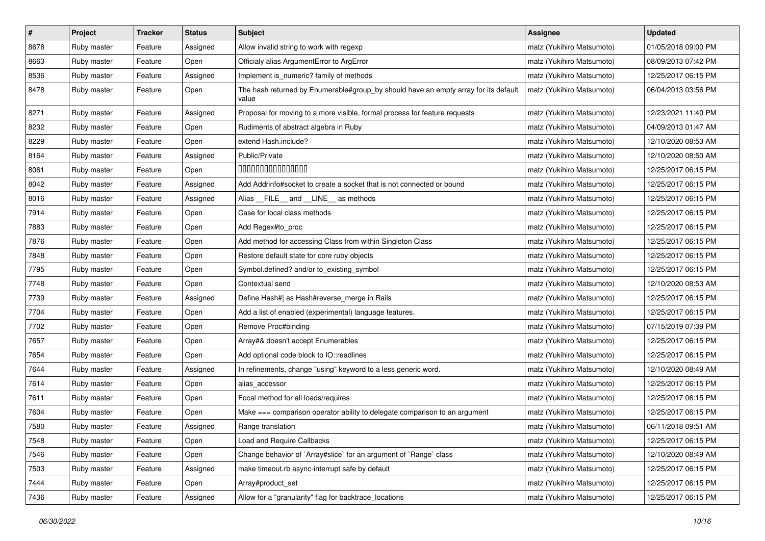| # | Project | Tracker | Status | Subject | Assignee | Updated |
|---|---|---|---|---|---|---|
| 8678 | Ruby master | Feature | Assigned | Allow invalid string to work with regexp | matz (Yukihiro Matsumoto) | 01/05/2018 09:00 PM |
| 8663 | Ruby master | Feature | Open | Officialy alias ArgumentError to ArgError | matz (Yukihiro Matsumoto) | 08/09/2013 07:42 PM |
| 8536 | Ruby master | Feature | Assigned | Implement is_numeric? family of methods | matz (Yukihiro Matsumoto) | 12/25/2017 06:15 PM |
| 8478 | Ruby master | Feature | Open | The hash returned by Enumerable#group_by should have an empty array for its default value | matz (Yukihiro Matsumoto) | 06/04/2013 03:56 PM |
| 8271 | Ruby master | Feature | Assigned | Proposal for moving to a more visible, formal process for feature requests | matz (Yukihiro Matsumoto) | 12/23/2021 11:40 PM |
| 8232 | Ruby master | Feature | Open | Rudiments of abstract algebra in Ruby | matz (Yukihiro Matsumoto) | 04/09/2013 01:47 AM |
| 8229 | Ruby master | Feature | Open | extend Hash.include? | matz (Yukihiro Matsumoto) | 12/10/2020 08:53 AM |
| 8164 | Ruby master | Feature | Assigned | Public/Private | matz (Yukihiro Matsumoto) | 12/10/2020 08:50 AM |
| 8061 | Ruby master | Feature | Open | 0000000000000000 | matz (Yukihiro Matsumoto) | 12/25/2017 06:15 PM |
| 8042 | Ruby master | Feature | Assigned | Add Addrinfo#socket to create a socket that is not connected or bound | matz (Yukihiro Matsumoto) | 12/25/2017 06:15 PM |
| 8016 | Ruby master | Feature | Assigned | Alias __FILE__ and __LINE__ as methods | matz (Yukihiro Matsumoto) | 12/25/2017 06:15 PM |
| 7914 | Ruby master | Feature | Open | Case for local class methods | matz (Yukihiro Matsumoto) | 12/25/2017 06:15 PM |
| 7883 | Ruby master | Feature | Open | Add Regex#to_proc | matz (Yukihiro Matsumoto) | 12/25/2017 06:15 PM |
| 7876 | Ruby master | Feature | Open | Add method for accessing Class from within Singleton Class | matz (Yukihiro Matsumoto) | 12/25/2017 06:15 PM |
| 7848 | Ruby master | Feature | Open | Restore default state for core ruby objects | matz (Yukihiro Matsumoto) | 12/25/2017 06:15 PM |
| 7795 | Ruby master | Feature | Open | Symbol.defined? and/or to_existing_symbol | matz (Yukihiro Matsumoto) | 12/25/2017 06:15 PM |
| 7748 | Ruby master | Feature | Open | Contextual send | matz (Yukihiro Matsumoto) | 12/10/2020 08:53 AM |
| 7739 | Ruby master | Feature | Assigned | Define Hash#\| as Hash#reverse_merge in Rails | matz (Yukihiro Matsumoto) | 12/25/2017 06:15 PM |
| 7704 | Ruby master | Feature | Open | Add a list of enabled (experimental) language features. | matz (Yukihiro Matsumoto) | 12/25/2017 06:15 PM |
| 7702 | Ruby master | Feature | Open | Remove Proc#binding | matz (Yukihiro Matsumoto) | 07/15/2019 07:39 PM |
| 7657 | Ruby master | Feature | Open | Array#& doesn't accept Enumerables | matz (Yukihiro Matsumoto) | 12/25/2017 06:15 PM |
| 7654 | Ruby master | Feature | Open | Add optional code block to IO::readlines | matz (Yukihiro Matsumoto) | 12/25/2017 06:15 PM |
| 7644 | Ruby master | Feature | Assigned | In refinements, change "using" keyword to a less generic word. | matz (Yukihiro Matsumoto) | 12/10/2020 08:49 AM |
| 7614 | Ruby master | Feature | Open | alias_accessor | matz (Yukihiro Matsumoto) | 12/25/2017 06:15 PM |
| 7611 | Ruby master | Feature | Open | Focal method for all loads/requires | matz (Yukihiro Matsumoto) | 12/25/2017 06:15 PM |
| 7604 | Ruby master | Feature | Open | Make === comparison operator ability to delegate comparison to an argument | matz (Yukihiro Matsumoto) | 12/25/2017 06:15 PM |
| 7580 | Ruby master | Feature | Assigned | Range translation | matz (Yukihiro Matsumoto) | 06/11/2018 09:51 AM |
| 7548 | Ruby master | Feature | Open | Load and Require Callbacks | matz (Yukihiro Matsumoto) | 12/25/2017 06:15 PM |
| 7546 | Ruby master | Feature | Open | Change behavior of `Array#slice` for an argument of `Range` class | matz (Yukihiro Matsumoto) | 12/10/2020 08:49 AM |
| 7503 | Ruby master | Feature | Assigned | make timeout.rb async-interrupt safe by default | matz (Yukihiro Matsumoto) | 12/25/2017 06:15 PM |
| 7444 | Ruby master | Feature | Open | Array#product_set | matz (Yukihiro Matsumoto) | 12/25/2017 06:15 PM |
| 7436 | Ruby master | Feature | Assigned | Allow for a "granularity" flag for backtrace_locations | matz (Yukihiro Matsumoto) | 12/25/2017 06:15 PM |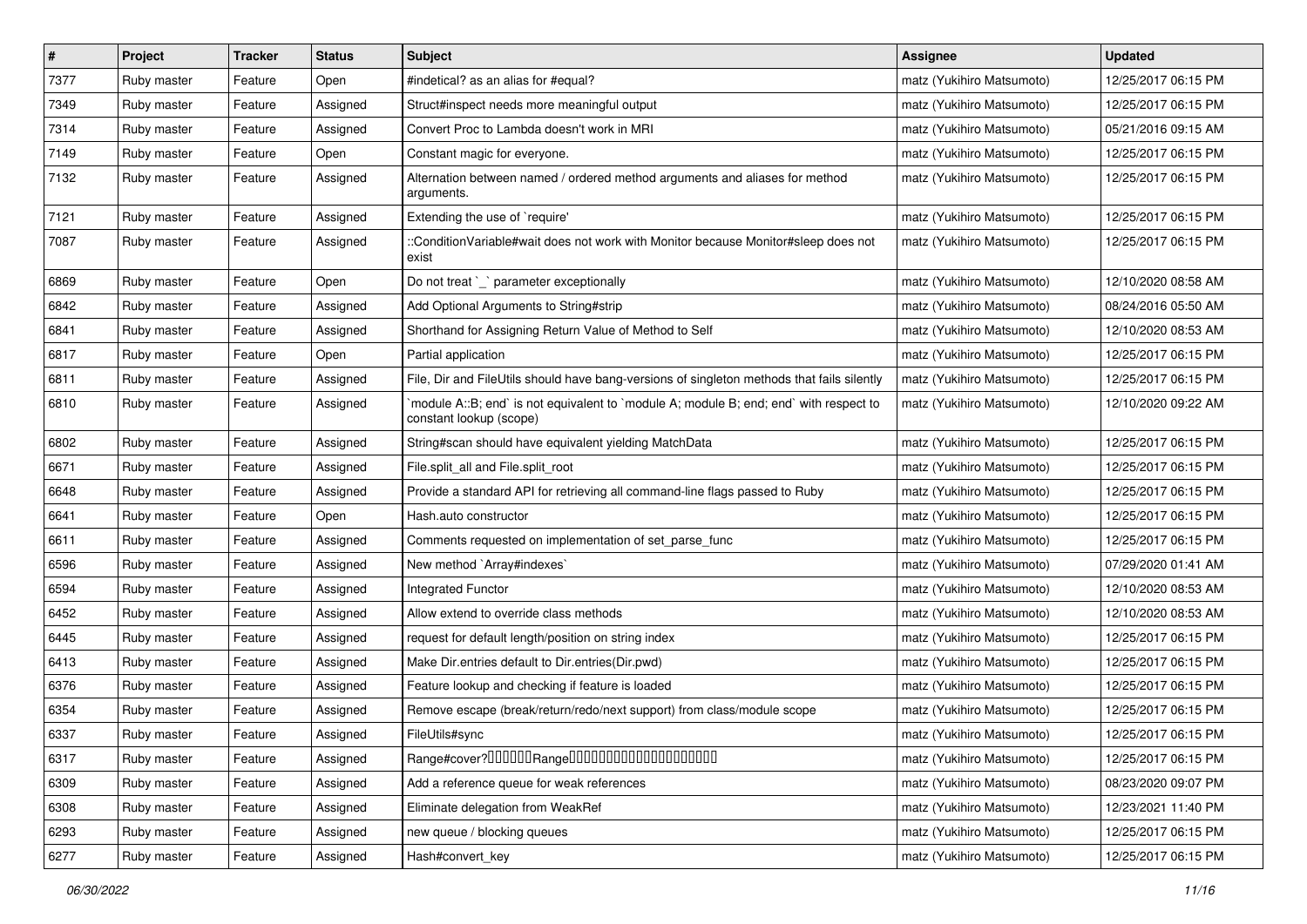| # | Project | Tracker | Status | Subject | Assignee | Updated |
|---|---|---|---|---|---|---|
| 7377 | Ruby master | Feature | Open | #indetical? as an alias for #equal? | matz (Yukihiro Matsumoto) | 12/25/2017 06:15 PM |
| 7349 | Ruby master | Feature | Assigned | Struct#inspect needs more meaningful output | matz (Yukihiro Matsumoto) | 12/25/2017 06:15 PM |
| 7314 | Ruby master | Feature | Assigned | Convert Proc to Lambda doesn't work in MRI | matz (Yukihiro Matsumoto) | 05/21/2016 09:15 AM |
| 7149 | Ruby master | Feature | Open | Constant magic for everyone. | matz (Yukihiro Matsumoto) | 12/25/2017 06:15 PM |
| 7132 | Ruby master | Feature | Assigned | Alternation between named / ordered method arguments and aliases for method arguments. | matz (Yukihiro Matsumoto) | 12/25/2017 06:15 PM |
| 7121 | Ruby master | Feature | Assigned | Extending the use of `require' | matz (Yukihiro Matsumoto) | 12/25/2017 06:15 PM |
| 7087 | Ruby master | Feature | Assigned | ::ConditionVariable#wait does not work with Monitor because Monitor#sleep does not exist | matz (Yukihiro Matsumoto) | 12/25/2017 06:15 PM |
| 6869 | Ruby master | Feature | Open | Do not treat `_` parameter exceptionally | matz (Yukihiro Matsumoto) | 12/10/2020 08:58 AM |
| 6842 | Ruby master | Feature | Assigned | Add Optional Arguments to String#strip | matz (Yukihiro Matsumoto) | 08/24/2016 05:50 AM |
| 6841 | Ruby master | Feature | Assigned | Shorthand for Assigning Return Value of Method to Self | matz (Yukihiro Matsumoto) | 12/10/2020 08:53 AM |
| 6817 | Ruby master | Feature | Open | Partial application | matz (Yukihiro Matsumoto) | 12/25/2017 06:15 PM |
| 6811 | Ruby master | Feature | Assigned | File, Dir and FileUtils should have bang-versions of singleton methods that fails silently | matz (Yukihiro Matsumoto) | 12/25/2017 06:15 PM |
| 6810 | Ruby master | Feature | Assigned | `module A::B; end` is not equivalent to `module A; module B; end; end` with respect to constant lookup (scope) | matz (Yukihiro Matsumoto) | 12/10/2020 09:22 AM |
| 6802 | Ruby master | Feature | Assigned | String#scan should have equivalent yielding MatchData | matz (Yukihiro Matsumoto) | 12/25/2017 06:15 PM |
| 6671 | Ruby master | Feature | Assigned | File.split_all and File.split_root | matz (Yukihiro Matsumoto) | 12/25/2017 06:15 PM |
| 6648 | Ruby master | Feature | Assigned | Provide a standard API for retrieving all command-line flags passed to Ruby | matz (Yukihiro Matsumoto) | 12/25/2017 06:15 PM |
| 6641 | Ruby master | Feature | Open | Hash.auto constructor | matz (Yukihiro Matsumoto) | 12/25/2017 06:15 PM |
| 6611 | Ruby master | Feature | Assigned | Comments requested on implementation of set_parse_func | matz (Yukihiro Matsumoto) | 12/25/2017 06:15 PM |
| 6596 | Ruby master | Feature | Assigned | New method `Array#indexes` | matz (Yukihiro Matsumoto) | 07/29/2020 01:41 AM |
| 6594 | Ruby master | Feature | Assigned | Integrated Functor | matz (Yukihiro Matsumoto) | 12/10/2020 08:53 AM |
| 6452 | Ruby master | Feature | Assigned | Allow extend to override class methods | matz (Yukihiro Matsumoto) | 12/10/2020 08:53 AM |
| 6445 | Ruby master | Feature | Assigned | request for default length/position on string index | matz (Yukihiro Matsumoto) | 12/25/2017 06:15 PM |
| 6413 | Ruby master | Feature | Assigned | Make Dir.entries default to Dir.entries(Dir.pwd) | matz (Yukihiro Matsumoto) | 12/25/2017 06:15 PM |
| 6376 | Ruby master | Feature | Assigned | Feature lookup and checking if feature is loaded | matz (Yukihiro Matsumoto) | 12/25/2017 06:15 PM |
| 6354 | Ruby master | Feature | Assigned | Remove escape (break/return/redo/next support) from class/module scope | matz (Yukihiro Matsumoto) | 12/25/2017 06:15 PM |
| 6337 | Ruby master | Feature | Assigned | FileUtils#sync | matz (Yukihiro Matsumoto) | 12/25/2017 06:15 PM |
| 6317 | Ruby master | Feature | Assigned | Range#cover?□□□□□□Range□□□□□□□□□□□□□□□□□□□□□ | matz (Yukihiro Matsumoto) | 12/25/2017 06:15 PM |
| 6309 | Ruby master | Feature | Assigned | Add a reference queue for weak references | matz (Yukihiro Matsumoto) | 08/23/2020 09:07 PM |
| 6308 | Ruby master | Feature | Assigned | Eliminate delegation from WeakRef | matz (Yukihiro Matsumoto) | 12/23/2021 11:40 PM |
| 6293 | Ruby master | Feature | Assigned | new queue / blocking queues | matz (Yukihiro Matsumoto) | 12/25/2017 06:15 PM |
| 6277 | Ruby master | Feature | Assigned | Hash#convert_key | matz (Yukihiro Matsumoto) | 12/25/2017 06:15 PM |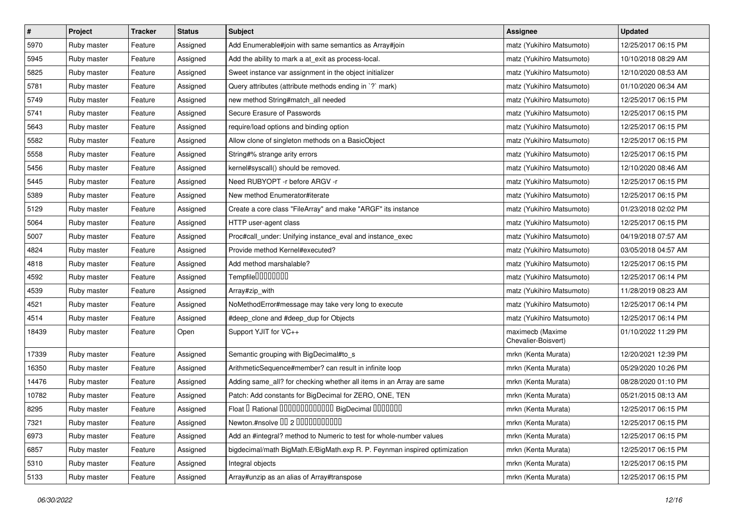| # | Project | Tracker | Status | Subject | Assignee | Updated |
|---|---|---|---|---|---|---|
| 5970 | Ruby master | Feature | Assigned | Add Enumerable#join with same semantics as Array#join | matz (Yukihiro Matsumoto) | 12/25/2017 06:15 PM |
| 5945 | Ruby master | Feature | Assigned | Add the ability to mark a at_exit as process-local. | matz (Yukihiro Matsumoto) | 10/10/2018 08:29 AM |
| 5825 | Ruby master | Feature | Assigned | Sweet instance var assignment in the object initializer | matz (Yukihiro Matsumoto) | 12/10/2020 08:53 AM |
| 5781 | Ruby master | Feature | Assigned | Query attributes (attribute methods ending in `?` mark) | matz (Yukihiro Matsumoto) | 01/10/2020 06:34 AM |
| 5749 | Ruby master | Feature | Assigned | new method String#match_all needed | matz (Yukihiro Matsumoto) | 12/25/2017 06:15 PM |
| 5741 | Ruby master | Feature | Assigned | Secure Erasure of Passwords | matz (Yukihiro Matsumoto) | 12/25/2017 06:15 PM |
| 5643 | Ruby master | Feature | Assigned | require/load options and binding option | matz (Yukihiro Matsumoto) | 12/25/2017 06:15 PM |
| 5582 | Ruby master | Feature | Assigned | Allow clone of singleton methods on a BasicObject | matz (Yukihiro Matsumoto) | 12/25/2017 06:15 PM |
| 5558 | Ruby master | Feature | Assigned | String#% strange arity errors | matz (Yukihiro Matsumoto) | 12/25/2017 06:15 PM |
| 5456 | Ruby master | Feature | Assigned | kernel#syscall() should be removed. | matz (Yukihiro Matsumoto) | 12/10/2020 08:46 AM |
| 5445 | Ruby master | Feature | Assigned | Need RUBYOPT -r before ARGV -r | matz (Yukihiro Matsumoto) | 12/25/2017 06:15 PM |
| 5389 | Ruby master | Feature | Assigned | New method Enumerator#iterate | matz (Yukihiro Matsumoto) | 12/25/2017 06:15 PM |
| 5129 | Ruby master | Feature | Assigned | Create a core class "FileArray" and make "ARGF" its instance | matz (Yukihiro Matsumoto) | 01/23/2018 02:02 PM |
| 5064 | Ruby master | Feature | Assigned | HTTP user-agent class | matz (Yukihiro Matsumoto) | 12/25/2017 06:15 PM |
| 5007 | Ruby master | Feature | Assigned | Proc#call_under: Unifying instance_eval and instance_exec | matz (Yukihiro Matsumoto) | 04/19/2018 07:57 AM |
| 4824 | Ruby master | Feature | Assigned | Provide method Kernel#executed? | matz (Yukihiro Matsumoto) | 03/05/2018 04:57 AM |
| 4818 | Ruby master | Feature | Assigned | Add method marshalable? | matz (Yukihiro Matsumoto) | 12/25/2017 06:15 PM |
| 4592 | Ruby master | Feature | Assigned | Tempfile0000000 | matz (Yukihiro Matsumoto) | 12/25/2017 06:14 PM |
| 4539 | Ruby master | Feature | Assigned | Array#zip_with | matz (Yukihiro Matsumoto) | 11/28/2019 08:23 AM |
| 4521 | Ruby master | Feature | Assigned | NoMethodError#message may take very long to execute | matz (Yukihiro Matsumoto) | 12/25/2017 06:14 PM |
| 4514 | Ruby master | Feature | Assigned | #deep_clone and #deep_dup for Objects | matz (Yukihiro Matsumoto) | 12/25/2017 06:14 PM |
| 18439 | Ruby master | Feature | Open | Support YJIT for VC++ | maximecb (Maxime Chevalier-Boisvert) | 01/10/2022 11:29 PM |
| 17339 | Ruby master | Feature | Assigned | Semantic grouping with BigDecimal#to_s | mrkn (Kenta Murata) | 12/20/2021 12:39 PM |
| 16350 | Ruby master | Feature | Assigned | ArithmeticSequence#member? can result in infinite loop | mrkn (Kenta Murata) | 05/29/2020 10:26 PM |
| 14476 | Ruby master | Feature | Assigned | Adding same_all? for checking whether all items in an Array are same | mrkn (Kenta Murata) | 08/28/2020 01:10 PM |
| 10782 | Ruby master | Feature | Assigned | Patch: Add constants for BigDecimal for ZERO, ONE, TEN | mrkn (Kenta Murata) | 05/21/2015 08:13 AM |
| 8295 | Ruby master | Feature | Assigned | Float 0 Rational 0000000000000 BigDecimal 0000000 | mrkn (Kenta Murata) | 12/25/2017 06:15 PM |
| 7321 | Ruby master | Feature | Assigned | Newton.#nsolve 00 2 00000000000 | mrkn (Kenta Murata) | 12/25/2017 06:15 PM |
| 6973 | Ruby master | Feature | Assigned | Add an #integral? method to Numeric to test for whole-number values | mrkn (Kenta Murata) | 12/25/2017 06:15 PM |
| 6857 | Ruby master | Feature | Assigned | bigdecimal/math BigMath.E/BigMath.exp R. P. Feynman inspired optimization | mrkn (Kenta Murata) | 12/25/2017 06:15 PM |
| 5310 | Ruby master | Feature | Assigned | Integral objects | mrkn (Kenta Murata) | 12/25/2017 06:15 PM |
| 5133 | Ruby master | Feature | Assigned | Array#unzip as an alias of Array#transpose | mrkn (Kenta Murata) | 12/25/2017 06:15 PM |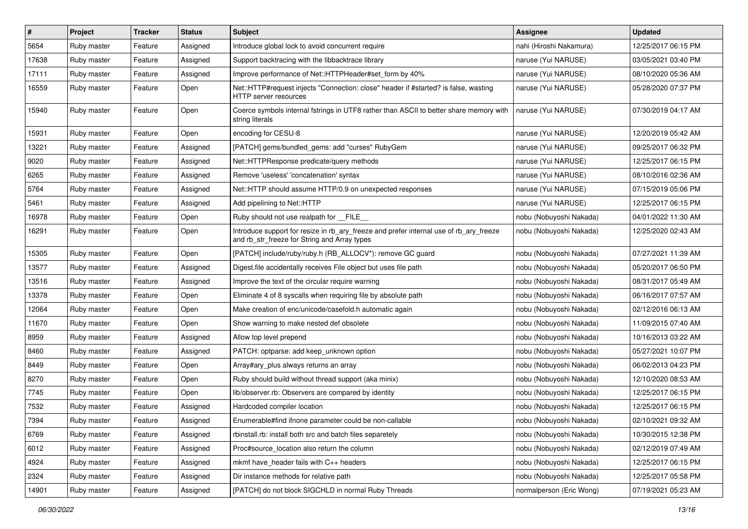| # | Project | Tracker | Status | Subject | Assignee | Updated |
|---|---|---|---|---|---|---|
| 5654 | Ruby master | Feature | Assigned | Introduce global lock to avoid concurrent require | nahi (Hiroshi Nakamura) | 12/25/2017 06:15 PM |
| 17638 | Ruby master | Feature | Assigned | Support backtracing with the libbacktrace library | naruse (Yui NARUSE) | 03/05/2021 03:40 PM |
| 17111 | Ruby master | Feature | Assigned | Improve performance of Net::HTTPHeader#set_form by 40% | naruse (Yui NARUSE) | 08/10/2020 05:36 AM |
| 16559 | Ruby master | Feature | Open | Net::HTTP#request injects "Connection: close" header if #started? is false, wasting HTTP server resources | naruse (Yui NARUSE) | 05/28/2020 07:37 PM |
| 15940 | Ruby master | Feature | Open | Coerce symbols internal fstrings in UTF8 rather than ASCII to better share memory with string literals | naruse (Yui NARUSE) | 07/30/2019 04:17 AM |
| 15931 | Ruby master | Feature | Open | encoding for CESU-8 | naruse (Yui NARUSE) | 12/20/2019 05:42 AM |
| 13221 | Ruby master | Feature | Assigned | [PATCH] gems/bundled_gems: add "curses" RubyGem | naruse (Yui NARUSE) | 09/25/2017 06:32 PM |
| 9020 | Ruby master | Feature | Assigned | Net::HTTPResponse predicate/query methods | naruse (Yui NARUSE) | 12/25/2017 06:15 PM |
| 6265 | Ruby master | Feature | Assigned | Remove 'useless' 'concatenation' syntax | naruse (Yui NARUSE) | 08/10/2016 02:36 AM |
| 5764 | Ruby master | Feature | Assigned | Net::HTTP should assume HTTP/0.9 on unexpected responses | naruse (Yui NARUSE) | 07/15/2019 05:06 PM |
| 5461 | Ruby master | Feature | Assigned | Add pipelining to Net::HTTP | naruse (Yui NARUSE) | 12/25/2017 06:15 PM |
| 16978 | Ruby master | Feature | Open | Ruby should not use realpath for __FILE__ | nobu (Nobuyoshi Nakada) | 04/01/2022 11:30 AM |
| 16291 | Ruby master | Feature | Open | Introduce support for resize in rb_ary_freeze and prefer internal use of rb_ary_freeze and rb_str_freeze for String and Array types | nobu (Nobuyoshi Nakada) | 12/25/2020 02:43 AM |
| 15305 | Ruby master | Feature | Open | [PATCH] include/ruby/ruby.h (RB_ALLOCV*): remove GC guard | nobu (Nobuyoshi Nakada) | 07/27/2021 11:39 AM |
| 13577 | Ruby master | Feature | Assigned | Digest.file accidentally receives File object but uses file path | nobu (Nobuyoshi Nakada) | 05/20/2017 06:50 PM |
| 13516 | Ruby master | Feature | Assigned | Improve the text of the circular require warning | nobu (Nobuyoshi Nakada) | 08/31/2017 05:49 AM |
| 13378 | Ruby master | Feature | Open | Eliminate 4 of 8 syscalls when requiring file by absolute path | nobu (Nobuyoshi Nakada) | 06/16/2017 07:57 AM |
| 12064 | Ruby master | Feature | Open | Make creation of enc/unicode/casefold.h automatic again | nobu (Nobuyoshi Nakada) | 02/12/2016 06:13 AM |
| 11670 | Ruby master | Feature | Open | Show warning to make nested def obsolete | nobu (Nobuyoshi Nakada) | 11/09/2015 07:40 AM |
| 8959 | Ruby master | Feature | Assigned | Allow top level prepend | nobu (Nobuyoshi Nakada) | 10/16/2013 03:22 AM |
| 8460 | Ruby master | Feature | Assigned | PATCH: optparse: add keep_unknown option | nobu (Nobuyoshi Nakada) | 05/27/2021 10:07 PM |
| 8449 | Ruby master | Feature | Open | Array#ary_plus always returns an array | nobu (Nobuyoshi Nakada) | 06/02/2013 04:23 PM |
| 8270 | Ruby master | Feature | Open | Ruby should build without thread support (aka minix) | nobu (Nobuyoshi Nakada) | 12/10/2020 08:53 AM |
| 7745 | Ruby master | Feature | Open | lib/observer.rb: Observers are compared by identity | nobu (Nobuyoshi Nakada) | 12/25/2017 06:15 PM |
| 7532 | Ruby master | Feature | Assigned | Hardcoded compiler location | nobu (Nobuyoshi Nakada) | 12/25/2017 06:15 PM |
| 7394 | Ruby master | Feature | Assigned | Enumerable#find ifnone parameter could be non-callable | nobu (Nobuyoshi Nakada) | 02/10/2021 09:32 AM |
| 6769 | Ruby master | Feature | Assigned | rbinstall.rb: install both src and batch files separetely | nobu (Nobuyoshi Nakada) | 10/30/2015 12:38 PM |
| 6012 | Ruby master | Feature | Assigned | Proc#source_location also return the column | nobu (Nobuyoshi Nakada) | 02/12/2019 07:49 AM |
| 4924 | Ruby master | Feature | Assigned | mkmf have_header fails with C++ headers | nobu (Nobuyoshi Nakada) | 12/25/2017 06:15 PM |
| 2324 | Ruby master | Feature | Assigned | Dir instance methods for relative path | nobu (Nobuyoshi Nakada) | 12/25/2017 05:58 PM |
| 14901 | Ruby master | Feature | Assigned | [PATCH] do not block SIGCHLD in normal Ruby Threads | normalperson (Eric Wong) | 07/19/2021 05:23 AM |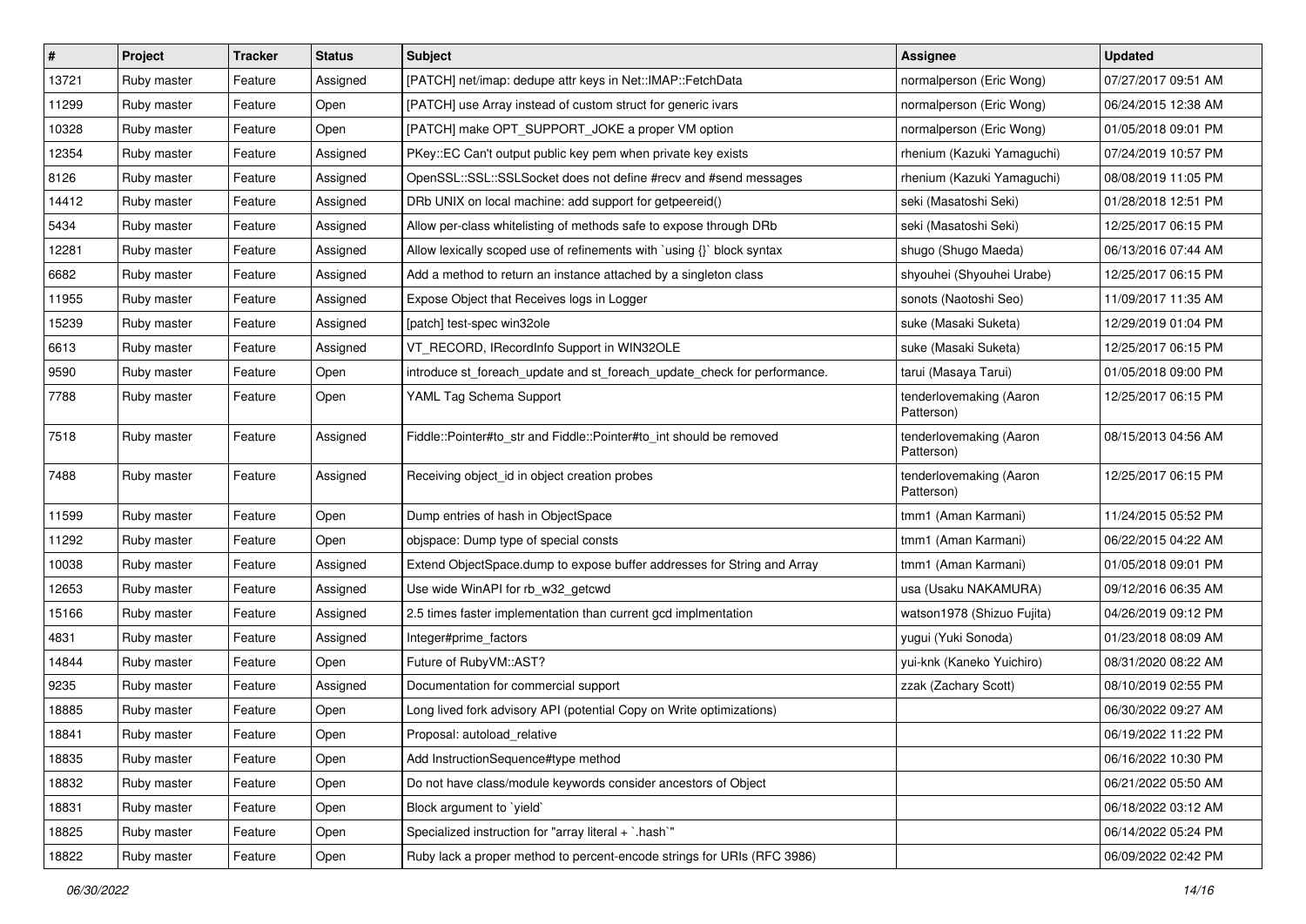| # | Project | Tracker | Status | Subject | Assignee | Updated |
|---|---|---|---|---|---|---|
| 13721 | Ruby master | Feature | Assigned | [PATCH] net/imap: dedupe attr keys in Net::IMAP::FetchData | normalperson (Eric Wong) | 07/27/2017 09:51 AM |
| 11299 | Ruby master | Feature | Open | [PATCH] use Array instead of custom struct for generic ivars | normalperson (Eric Wong) | 06/24/2015 12:38 AM |
| 10328 | Ruby master | Feature | Open | [PATCH] make OPT_SUPPORT_JOKE a proper VM option | normalperson (Eric Wong) | 01/05/2018 09:01 PM |
| 12354 | Ruby master | Feature | Assigned | PKey::EC Can't output public key pem when private key exists | rhenium (Kazuki Yamaguchi) | 07/24/2019 10:57 PM |
| 8126 | Ruby master | Feature | Assigned | OpenSSL::SSL::SSLSocket does not define #recv and #send messages | rhenium (Kazuki Yamaguchi) | 08/08/2019 11:05 PM |
| 14412 | Ruby master | Feature | Assigned | DRb UNIX on local machine: add support for getpeereid() | seki (Masatoshi Seki) | 01/28/2018 12:51 PM |
| 5434 | Ruby master | Feature | Assigned | Allow per-class whitelisting of methods safe to expose through DRb | seki (Masatoshi Seki) | 12/25/2017 06:15 PM |
| 12281 | Ruby master | Feature | Assigned | Allow lexically scoped use of refinements with `using {}` block syntax | shugo (Shugo Maeda) | 06/13/2016 07:44 AM |
| 6682 | Ruby master | Feature | Assigned | Add a method to return an instance attached by a singleton class | shyouhei (Shyouhei Urabe) | 12/25/2017 06:15 PM |
| 11955 | Ruby master | Feature | Assigned | Expose Object that Receives logs in Logger | sonots (Naotoshi Seo) | 11/09/2017 11:35 AM |
| 15239 | Ruby master | Feature | Assigned | [patch] test-spec win32ole | suke (Masaki Suketa) | 12/29/2019 01:04 PM |
| 6613 | Ruby master | Feature | Assigned | VT_RECORD, IRecordInfo Support in WIN32OLE | suke (Masaki Suketa) | 12/25/2017 06:15 PM |
| 9590 | Ruby master | Feature | Open | introduce st_foreach_update and st_foreach_update_check for performance. | tarui (Masaya Tarui) | 01/05/2018 09:00 PM |
| 7788 | Ruby master | Feature | Open | YAML Tag Schema Support | tenderlovemaking (Aaron Patterson) | 12/25/2017 06:15 PM |
| 7518 | Ruby master | Feature | Assigned | Fiddle::Pointer#to_str and Fiddle::Pointer#to_int should be removed | tenderlovemaking (Aaron Patterson) | 08/15/2013 04:56 AM |
| 7488 | Ruby master | Feature | Assigned | Receiving object_id in object creation probes | tenderlovemaking (Aaron Patterson) | 12/25/2017 06:15 PM |
| 11599 | Ruby master | Feature | Open | Dump entries of hash in ObjectSpace | tmm1 (Aman Karmani) | 11/24/2015 05:52 PM |
| 11292 | Ruby master | Feature | Open | objspace: Dump type of special consts | tmm1 (Aman Karmani) | 06/22/2015 04:22 AM |
| 10038 | Ruby master | Feature | Assigned | Extend ObjectSpace.dump to expose buffer addresses for String and Array | tmm1 (Aman Karmani) | 01/05/2018 09:01 PM |
| 12653 | Ruby master | Feature | Assigned | Use wide WinAPI for rb_w32_getcwd | usa (Usaku NAKAMURA) | 09/12/2016 06:35 AM |
| 15166 | Ruby master | Feature | Assigned | 2.5 times faster implementation than current gcd implmentation | watson1978 (Shizuo Fujita) | 04/26/2019 09:12 PM |
| 4831 | Ruby master | Feature | Assigned | Integer#prime_factors | yugui (Yuki Sonoda) | 01/23/2018 08:09 AM |
| 14844 | Ruby master | Feature | Open | Future of RubyVM::AST? | yui-knk (Kaneko Yuichiro) | 08/31/2020 08:22 AM |
| 9235 | Ruby master | Feature | Assigned | Documentation for commercial support | zzak (Zachary Scott) | 08/10/2019 02:55 PM |
| 18885 | Ruby master | Feature | Open | Long lived fork advisory API (potential Copy on Write optimizations) | | 06/30/2022 09:27 AM |
| 18841 | Ruby master | Feature | Open | Proposal: autoload_relative | | 06/19/2022 11:22 PM |
| 18835 | Ruby master | Feature | Open | Add InstructionSequence#type method | | 06/16/2022 10:30 PM |
| 18832 | Ruby master | Feature | Open | Do not have class/module keywords consider ancestors of Object | | 06/21/2022 05:50 AM |
| 18831 | Ruby master | Feature | Open | Block argument to `yield` | | 06/18/2022 03:12 AM |
| 18825 | Ruby master | Feature | Open | Specialized instruction for "array literal + `.hash`" | | 06/14/2022 05:24 PM |
| 18822 | Ruby master | Feature | Open | Ruby lack a proper method to percent-encode strings for URIs (RFC 3986) | | 06/09/2022 02:42 PM |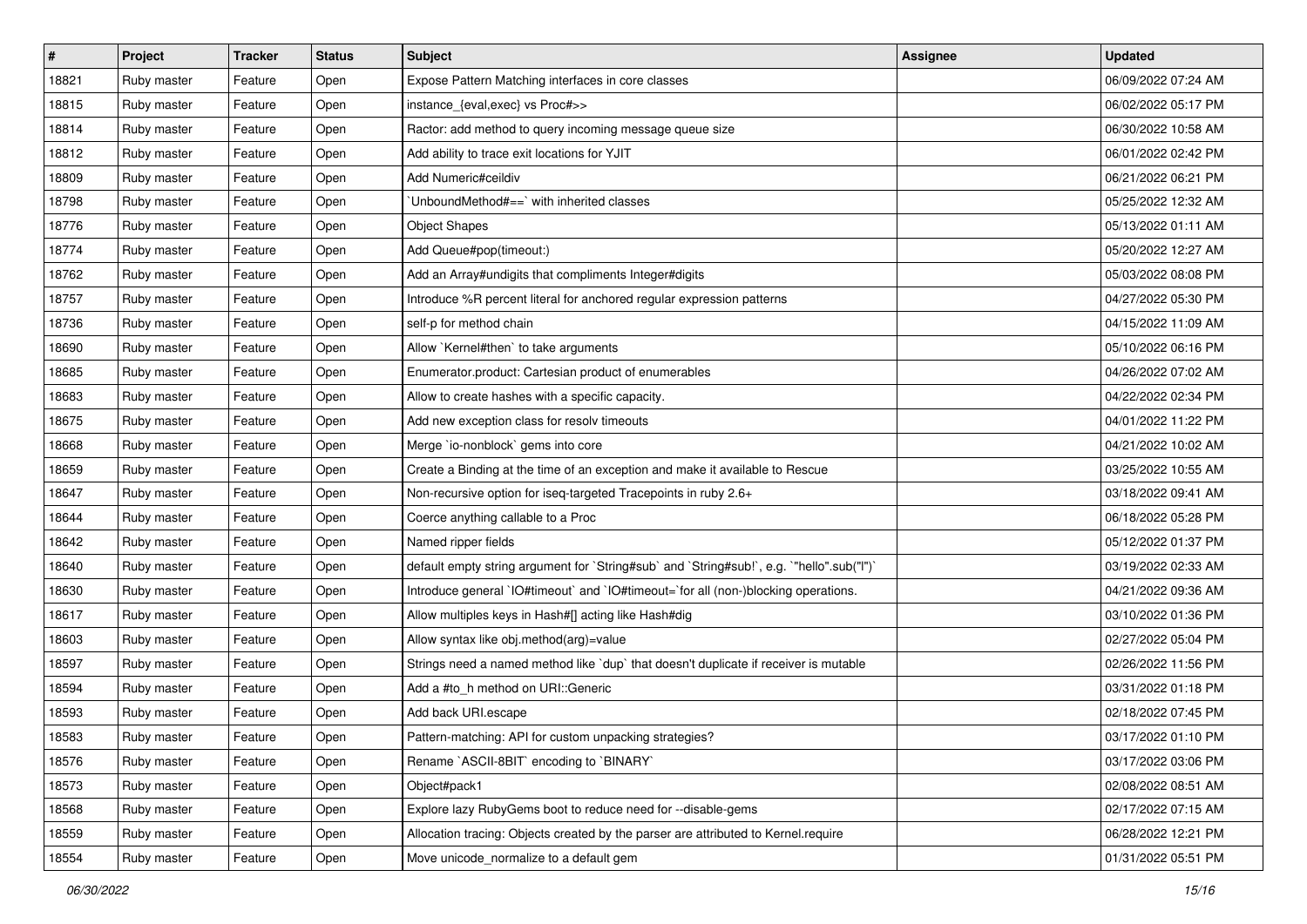| # | Project | Tracker | Status | Subject | Assignee | Updated |
|---|---|---|---|---|---|---|
| 18821 | Ruby master | Feature | Open | Expose Pattern Matching interfaces in core classes | | 06/09/2022 07:24 AM |
| 18815 | Ruby master | Feature | Open | instance_{eval,exec} vs Proc#>> | | 06/02/2022 05:17 PM |
| 18814 | Ruby master | Feature | Open | Ractor: add method to query incoming message queue size | | 06/30/2022 10:58 AM |
| 18812 | Ruby master | Feature | Open | Add ability to trace exit locations for YJIT | | 06/01/2022 02:42 PM |
| 18809 | Ruby master | Feature | Open | Add Numeric#ceildiv | | 06/21/2022 06:21 PM |
| 18798 | Ruby master | Feature | Open | `UnboundMethod#==` with inherited classes | | 05/25/2022 12:32 AM |
| 18776 | Ruby master | Feature | Open | Object Shapes | | 05/13/2022 01:11 AM |
| 18774 | Ruby master | Feature | Open | Add Queue#pop(timeout:) | | 05/20/2022 12:27 AM |
| 18762 | Ruby master | Feature | Open | Add an Array#undigits that compliments Integer#digits | | 05/03/2022 08:08 PM |
| 18757 | Ruby master | Feature | Open | Introduce %R percent literal for anchored regular expression patterns | | 04/27/2022 05:30 PM |
| 18736 | Ruby master | Feature | Open | self-p for method chain | | 04/15/2022 11:09 AM |
| 18690 | Ruby master | Feature | Open | Allow `Kernel#then` to take arguments | | 05/10/2022 06:16 PM |
| 18685 | Ruby master | Feature | Open | Enumerator.product: Cartesian product of enumerables | | 04/26/2022 07:02 AM |
| 18683 | Ruby master | Feature | Open | Allow to create hashes with a specific capacity. | | 04/22/2022 02:34 PM |
| 18675 | Ruby master | Feature | Open | Add new exception class for resolv timeouts | | 04/01/2022 11:22 PM |
| 18668 | Ruby master | Feature | Open | Merge `io-nonblock` gems into core | | 04/21/2022 10:02 AM |
| 18659 | Ruby master | Feature | Open | Create a Binding at the time of an exception and make it available to Rescue | | 03/25/2022 10:55 AM |
| 18647 | Ruby master | Feature | Open | Non-recursive option for iseq-targeted Tracepoints in ruby 2.6+ | | 03/18/2022 09:41 AM |
| 18644 | Ruby master | Feature | Open | Coerce anything callable to a Proc | | 06/18/2022 05:28 PM |
| 18642 | Ruby master | Feature | Open | Named ripper fields | | 05/12/2022 01:37 PM |
| 18640 | Ruby master | Feature | Open | default empty string argument for `String#sub` and `String#sub!`, e.g. `"hello".sub("l")` | | 03/19/2022 02:33 AM |
| 18630 | Ruby master | Feature | Open | Introduce general `IO#timeout` and `IO#timeout=`for all (non-)blocking operations. | | 04/21/2022 09:36 AM |
| 18617 | Ruby master | Feature | Open | Allow multiples keys in Hash#[] acting like Hash#dig | | 03/10/2022 01:36 PM |
| 18603 | Ruby master | Feature | Open | Allow syntax like obj.method(arg)=value | | 02/27/2022 05:04 PM |
| 18597 | Ruby master | Feature | Open | Strings need a named method like `dup` that doesn't duplicate if receiver is mutable | | 02/26/2022 11:56 PM |
| 18594 | Ruby master | Feature | Open | Add a #to_h method on URI::Generic | | 03/31/2022 01:18 PM |
| 18593 | Ruby master | Feature | Open | Add back URI.escape | | 02/18/2022 07:45 PM |
| 18583 | Ruby master | Feature | Open | Pattern-matching: API for custom unpacking strategies? | | 03/17/2022 01:10 PM |
| 18576 | Ruby master | Feature | Open | Rename `ASCII-8BIT` encoding to `BINARY` | | 03/17/2022 03:06 PM |
| 18573 | Ruby master | Feature | Open | Object#pack1 | | 02/08/2022 08:51 AM |
| 18568 | Ruby master | Feature | Open | Explore lazy RubyGems boot to reduce need for --disable-gems | | 02/17/2022 07:15 AM |
| 18559 | Ruby master | Feature | Open | Allocation tracing: Objects created by the parser are attributed to Kernel.require | | 06/28/2022 12:21 PM |
| 18554 | Ruby master | Feature | Open | Move unicode_normalize to a default gem | | 01/31/2022 05:51 PM |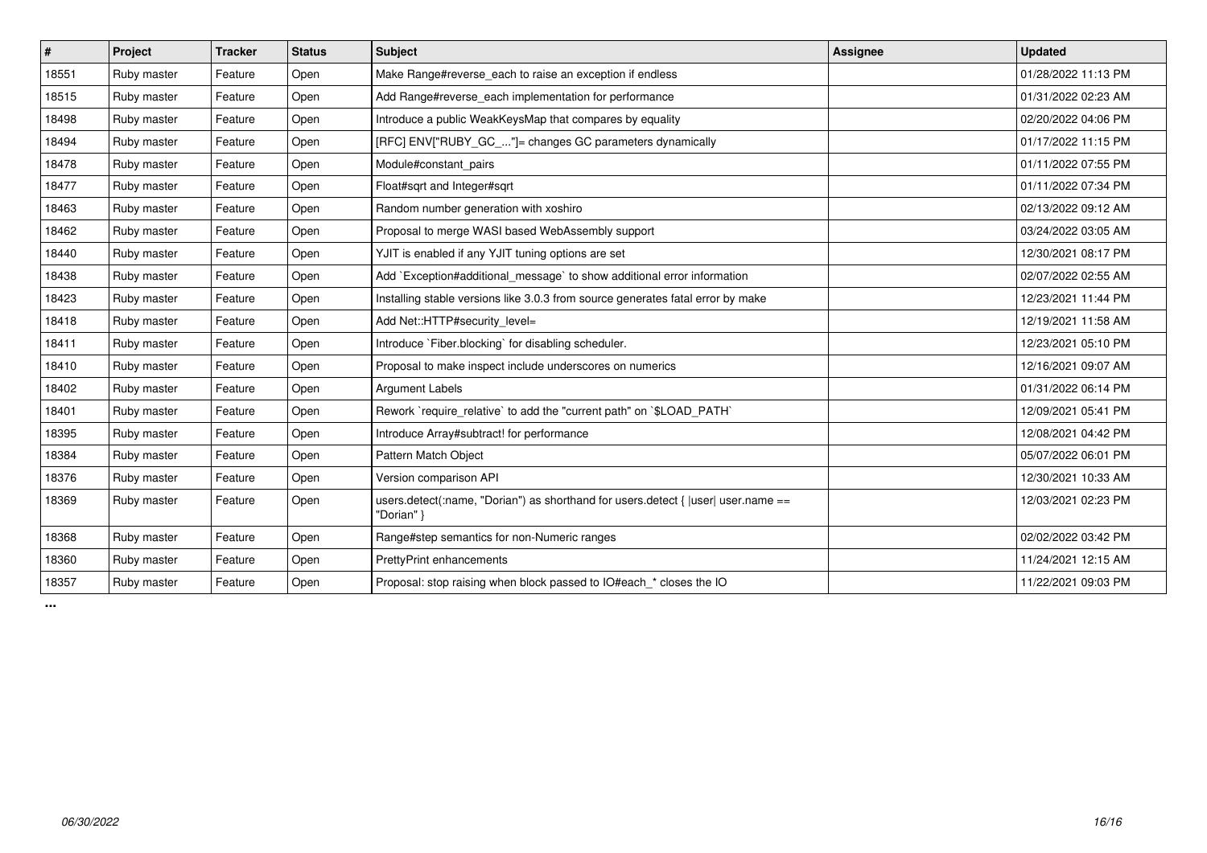| # | Project | Tracker | Status | Subject | Assignee | Updated |
|---|---|---|---|---|---|---|
| 18551 | Ruby master | Feature | Open | Make Range#reverse_each to raise an exception if endless | | 01/28/2022 11:13 PM |
| 18515 | Ruby master | Feature | Open | Add Range#reverse_each implementation for performance | | 01/31/2022 02:23 AM |
| 18498 | Ruby master | Feature | Open | Introduce a public WeakKeysMap that compares by equality | | 02/20/2022 04:06 PM |
| 18494 | Ruby master | Feature | Open | [RFC] ENV["RUBY_GC_..."]= changes GC parameters dynamically | | 01/17/2022 11:15 PM |
| 18478 | Ruby master | Feature | Open | Module#constant_pairs | | 01/11/2022 07:55 PM |
| 18477 | Ruby master | Feature | Open | Float#sqrt and Integer#sqrt | | 01/11/2022 07:34 PM |
| 18463 | Ruby master | Feature | Open | Random number generation with xoshiro | | 02/13/2022 09:12 AM |
| 18462 | Ruby master | Feature | Open | Proposal to merge WASI based WebAssembly support | | 03/24/2022 03:05 AM |
| 18440 | Ruby master | Feature | Open | YJIT is enabled if any YJIT tuning options are set | | 12/30/2021 08:17 PM |
| 18438 | Ruby master | Feature | Open | Add `Exception#additional_message` to show additional error information | | 02/07/2022 02:55 AM |
| 18423 | Ruby master | Feature | Open | Installing stable versions like 3.0.3 from source generates fatal error by make | | 12/23/2021 11:44 PM |
| 18418 | Ruby master | Feature | Open | Add Net::HTTP#security_level= | | 12/19/2021 11:58 AM |
| 18411 | Ruby master | Feature | Open | Introduce `Fiber.blocking` for disabling scheduler. | | 12/23/2021 05:10 PM |
| 18410 | Ruby master | Feature | Open | Proposal to make inspect include underscores on numerics | | 12/16/2021 09:07 AM |
| 18402 | Ruby master | Feature | Open | Argument Labels | | 01/31/2022 06:14 PM |
| 18401 | Ruby master | Feature | Open | Rework `require_relative` to add the "current path" on `$LOAD_PATH` | | 12/09/2021 05:41 PM |
| 18395 | Ruby master | Feature | Open | Introduce Array#subtract! for performance | | 12/08/2021 04:42 PM |
| 18384 | Ruby master | Feature | Open | Pattern Match Object | | 05/07/2022 06:01 PM |
| 18376 | Ruby master | Feature | Open | Version comparison API | | 12/30/2021 10:33 AM |
| 18369 | Ruby master | Feature | Open | users.detect(:name, "Dorian") as shorthand for users.detect { \|user\| user.name == "Dorian" } | | 12/03/2021 02:23 PM |
| 18368 | Ruby master | Feature | Open | Range#step semantics for non-Numeric ranges | | 02/02/2022 03:42 PM |
| 18360 | Ruby master | Feature | Open | PrettyPrint enhancements | | 11/24/2021 12:15 AM |
| 18357 | Ruby master | Feature | Open | Proposal: stop raising when block passed to IO#each_* closes the IO | | 11/22/2021 09:03 PM |

...